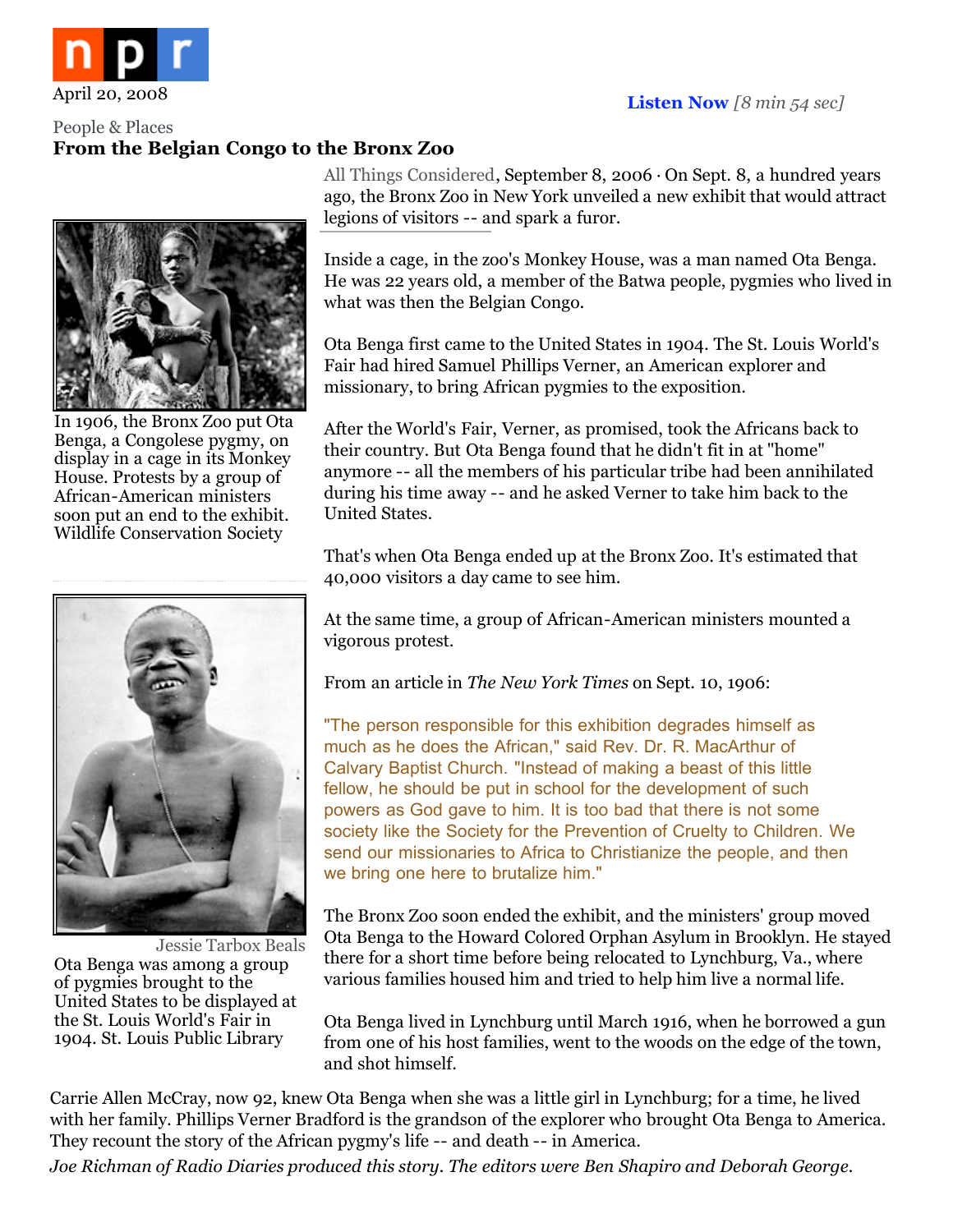April 20, 2008

**Listen Now** *[8 min 54 sec]*

People & Places

## From the Belgian Congo to the Bronx Zoo

In 1906, the Bronx Zoo put Ota Benga, a Congolese pygmy, on display in a cage in its Monkey House. Protests by a group of African-American ministers soon put an end to the exhibit. Wildlife Conservation Society

Jessie Tarbox Beals

Ota Benga was among a group of pygmies brought to the United States to be displayed at the St. Louis World's Fair in 1904. St. Louis Public Library

All Things Considered, September 8, 2006 · On Sept. 8, a hundred years ago, the Bronx Zoo in New York unveiled a new exhibit that would attract legions of visitors -- and spark a furor.

Inside a cage, in the zoo's Monkey House, was a man named Ota Benga. He was 22 years old, a member of the Batwa people, pygmies who lived in what was then the Belgian Congo.

Ota Benga first came to the United States in 1904. The St. Louis World's Fair had hired Samuel Phillips Verner, an American explorer and missionary, to bring African pygmies to the exposition.

After the World's Fair, Verner, as promised, took the Africans back to their country. But Ota Benga found that he didn't fit in at "home" anymore -- all the members of his particular tribe had been annihilated during his time away -- and he asked Verner to take him back to the United States.

That's when Ota Benga ended up at the Bronx Zoo. It's estimated that 40,000 visitors a day came to see him.

At the same time, a group of African-American ministers mounted a vigorous protest.

From an article in *The New York Times* on Sept. 10, 1906:

> "The person responsible for this exhibition degrades himself as much as he does the African," said Rev. Dr. R. MacArthur of Calvary Baptist Church. "Instead of making a beast of this little fellow, he should be put in school for the development of such powers as God gave to him. It is too bad that there is not some society like the Society for the Prevention of Cruelty to Children. We send our missionaries to Africa to Christianize the people, and then we bring one here to brutalize him."

The Bronx Zoo soon ended the exhibit, and the ministers' group moved Ota Benga to the Howard Colored Orphan Asylum in Brooklyn. He stayed there for a short time before being relocated to Lynchburg, Va., where various families housed him and tried to help him live a normal life.

Ota Benga lived in Lynchburg until March 1916, when he borrowed a gun from one of his host families, went to the woods on the edge of the town, and shot himself.

Carrie Allen McCray, now 92, knew Ota Benga when she was a little girl in Lynchburg; for a time, he lived with her family. Phillips Verner Bradford is the grandson of the explorer who brought Ota Benga to America. They recount the story of the African pygmy's life -- and death -- in America.

*Joe Richman of Radio Diaries produced this story. The editors were Ben Shapiro and Deborah George.*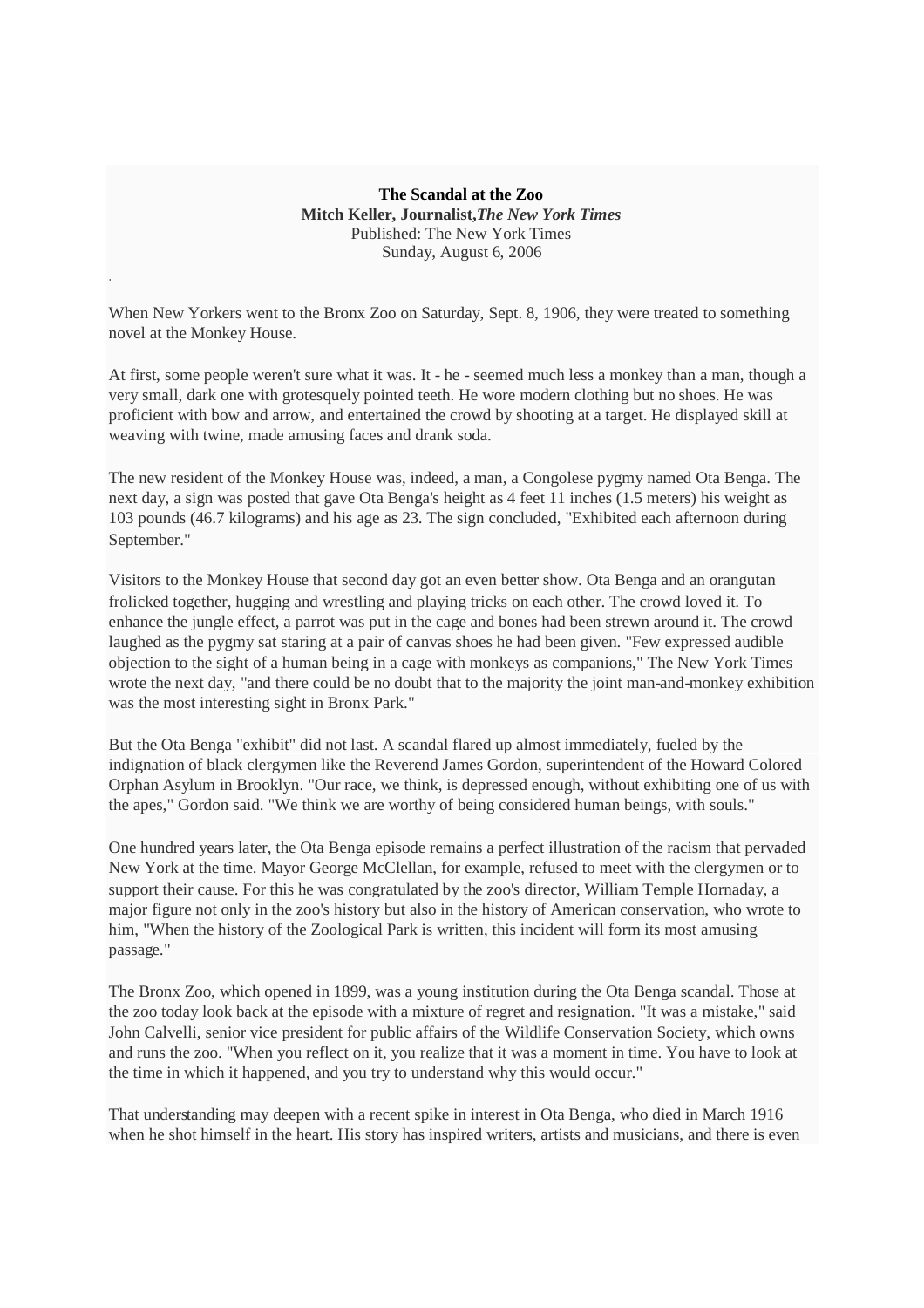**The Scandal at the Zoo**
**Mitch Keller, Journalist,*The New York Times***
Published: The New York Times
Sunday, August 6, 2006

When New Yorkers went to the Bronx Zoo on Saturday, Sept. 8, 1906, they were treated to something novel at the Monkey House.

At first, some people weren't sure what it was. It - he - seemed much less a monkey than a man, though a very small, dark one with grotesquely pointed teeth. He wore modern clothing but no shoes. He was proficient with bow and arrow, and entertained the crowd by shooting at a target. He displayed skill at weaving with twine, made amusing faces and drank soda.

The new resident of the Monkey House was, indeed, a man, a Congolese pygmy named Ota Benga. The next day, a sign was posted that gave Ota Benga's height as 4 feet 11 inches (1.5 meters) his weight as 103 pounds (46.7 kilograms) and his age as 23. The sign concluded, "Exhibited each afternoon during September."

Visitors to the Monkey House that second day got an even better show. Ota Benga and an orangutan frolicked together, hugging and wrestling and playing tricks on each other. The crowd loved it. To enhance the jungle effect, a parrot was put in the cage and bones had been strewn around it. The crowd laughed as the pygmy sat staring at a pair of canvas shoes he had been given. "Few expressed audible objection to the sight of a human being in a cage with monkeys as companions," The New York Times wrote the next day, "and there could be no doubt that to the majority the joint man-and-monkey exhibition was the most interesting sight in Bronx Park."

But the Ota Benga "exhibit" did not last. A scandal flared up almost immediately, fueled by the indignation of black clergymen like the Reverend James Gordon, superintendent of the Howard Colored Orphan Asylum in Brooklyn. "Our race, we think, is depressed enough, without exhibiting one of us with the apes," Gordon said. "We think we are worthy of being considered human beings, with souls."

One hundred years later, the Ota Benga episode remains a perfect illustration of the racism that pervaded New York at the time. Mayor George McClellan, for example, refused to meet with the clergymen or to support their cause. For this he was congratulated by the zoo's director, William Temple Hornaday, a major figure not only in the zoo's history but also in the history of American conservation, who wrote to him, "When the history of the Zoological Park is written, this incident will form its most amusing passage."

The Bronx Zoo, which opened in 1899, was a young institution during the Ota Benga scandal. Those at the zoo today look back at the episode with a mixture of regret and resignation. "It was a mistake," said John Calvelli, senior vice president for public affairs of the Wildlife Conservation Society, which owns and runs the zoo. "When you reflect on it, you realize that it was a moment in time. You have to look at the time in which it happened, and you try to understand why this would occur."

That understanding may deepen with a recent spike in interest in Ota Benga, who died in March 1916 when he shot himself in the heart. His story has inspired writers, artists and musicians, and there is even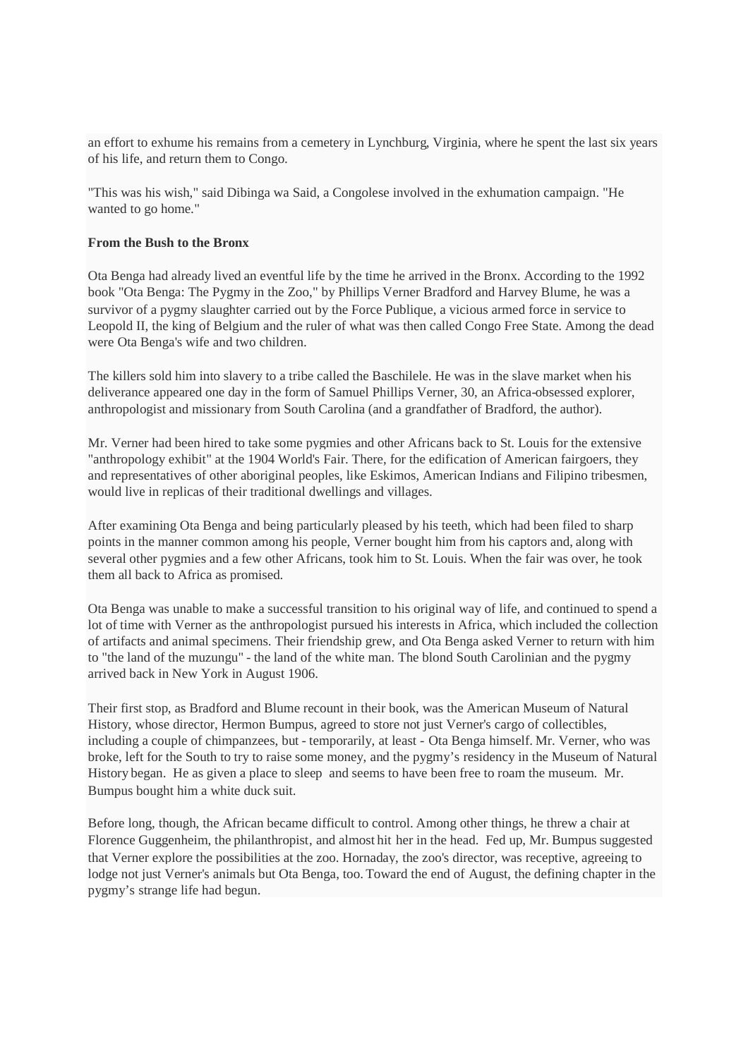an effort to exhume his remains from a cemetery in Lynchburg, Virginia, where he spent the last six years of his life, and return them to Congo.

"This was his wish," said Dibinga wa Said, a Congolese involved in the exhumation campaign. "He wanted to go home."

**From the Bush to the Bronx**

Ota Benga had already lived an eventful life by the time he arrived in the Bronx. According to the 1992 book "Ota Benga: The Pygmy in the Zoo," by Phillips Verner Bradford and Harvey Blume, he was a survivor of a pygmy slaughter carried out by the Force Publique, a vicious armed force in service to Leopold II, the king of Belgium and the ruler of what was then called Congo Free State. Among the dead were Ota Benga's wife and two children.

The killers sold him into slavery to a tribe called the Baschilele. He was in the slave market when his deliverance appeared one day in the form of Samuel Phillips Verner, 30, an Africa-obsessed explorer, anthropologist and missionary from South Carolina (and a grandfather of Bradford, the author).

Mr. Verner had been hired to take some pygmies and other Africans back to St. Louis for the extensive "anthropology exhibit" at the 1904 World's Fair. There, for the edification of American fairgoers, they and representatives of other aboriginal peoples, like Eskimos, American Indians and Filipino tribesmen, would live in replicas of their traditional dwellings and villages.

After examining Ota Benga and being particularly pleased by his teeth, which had been filed to sharp points in the manner common among his people, Verner bought him from his captors and, along with several other pygmies and a few other Africans, took him to St. Louis. When the fair was over, he took them all back to Africa as promised.

Ota Benga was unable to make a successful transition to his original way of life, and continued to spend a lot of time with Verner as the anthropologist pursued his interests in Africa, which included the collection of artifacts and animal specimens. Their friendship grew, and Ota Benga asked Verner to return with him to "the land of the muzungu" - the land of the white man. The blond South Carolinian and the pygmy arrived back in New York in August 1906.

Their first stop, as Bradford and Blume recount in their book, was the American Museum of Natural History, whose director, Hermon Bumpus, agreed to store not just Verner's cargo of collectibles, including a couple of chimpanzees, but - temporarily, at least - Ota Benga himself. Mr. Verner, who was broke, left for the South to try to raise some money, and the pygmy's residency in the Museum of Natural History began. He as given a place to sleep and seems to have been free to roam the museum. Mr. Bumpus bought him a white duck suit.

Before long, though, the African became difficult to control. Among other things, he threw a chair at Florence Guggenheim, the philanthropist, and almost hit her in the head. Fed up, Mr. Bumpus suggested that Verner explore the possibilities at the zoo. Hornaday, the zoo's director, was receptive, agreeing to lodge not just Verner's animals but Ota Benga, too. Toward the end of August, the defining chapter in the pygmy's strange life had begun.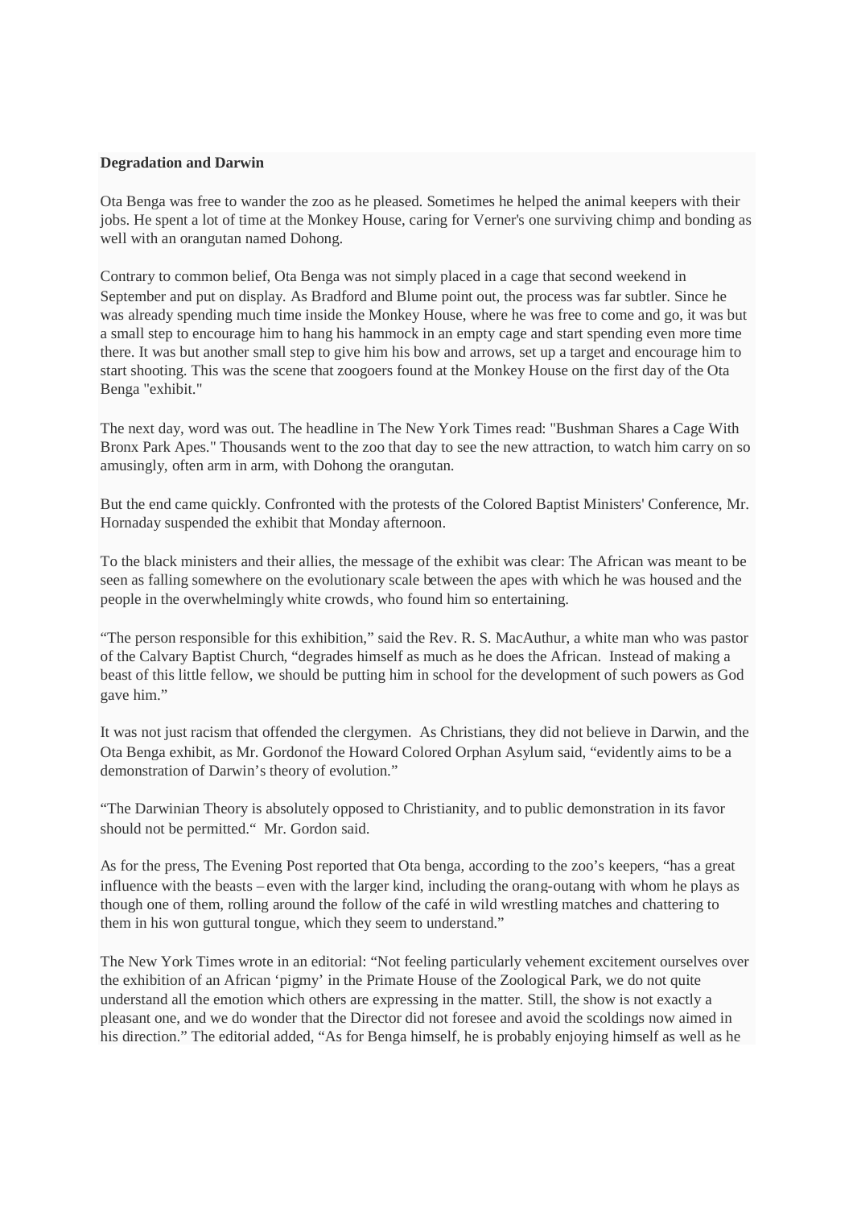**Degradation and Darwin**

Ota Benga was free to wander the zoo as he pleased. Sometimes he helped the animal keepers with their jobs. He spent a lot of time at the Monkey House, caring for Verner's one surviving chimp and bonding as well with an orangutan named Dohong.

Contrary to common belief, Ota Benga was not simply placed in a cage that second weekend in September and put on display. As Bradford and Blume point out, the process was far subtler. Since he was already spending much time inside the Monkey House, where he was free to come and go, it was but a small step to encourage him to hang his hammock in an empty cage and start spending even more time there. It was but another small step to give him his bow and arrows, set up a target and encourage him to start shooting. This was the scene that zoogoers found at the Monkey House on the first day of the Ota Benga "exhibit."

The next day, word was out. The headline in The New York Times read: "Bushman Shares a Cage With Bronx Park Apes." Thousands went to the zoo that day to see the new attraction, to watch him carry on so amusingly, often arm in arm, with Dohong the orangutan.

But the end came quickly. Confronted with the protests of the Colored Baptist Ministers' Conference, Mr. Hornaday suspended the exhibit that Monday afternoon.

To the black ministers and their allies, the message of the exhibit was clear: The African was meant to be seen as falling somewhere on the evolutionary scale between the apes with which he was housed and the people in the overwhelmingly white crowds, who found him so entertaining.

"The person responsible for this exhibition," said the Rev. R. S. MacAuthur, a white man who was pastor of the Calvary Baptist Church, "degrades himself as much as he does the African. Instead of making a beast of this little fellow, we should be putting him in school for the development of such powers as God gave him."

It was not just racism that offended the clergymen. As Christians, they did not believe in Darwin, and the Ota Benga exhibit, as Mr. Gordonof the Howard Colored Orphan Asylum said, "evidently aims to be a demonstration of Darwin's theory of evolution."

"The Darwinian Theory is absolutely opposed to Christianity, and to public demonstration in its favor should not be permitted." Mr. Gordon said.

As for the press, The Evening Post reported that Ota benga, according to the zoo's keepers, "has a great influence with the beasts – even with the larger kind, including the orang-outang with whom he plays as though one of them, rolling around the follow of the café in wild wrestling matches and chattering to them in his won guttural tongue, which they seem to understand."

The New York Times wrote in an editorial: "Not feeling particularly vehement excitement ourselves over the exhibition of an African 'pigmy' in the Primate House of the Zoological Park, we do not quite understand all the emotion which others are expressing in the matter. Still, the show is not exactly a pleasant one, and we do wonder that the Director did not foresee and avoid the scoldings now aimed in his direction." The editorial added, "As for Benga himself, he is probably enjoying himself as well as he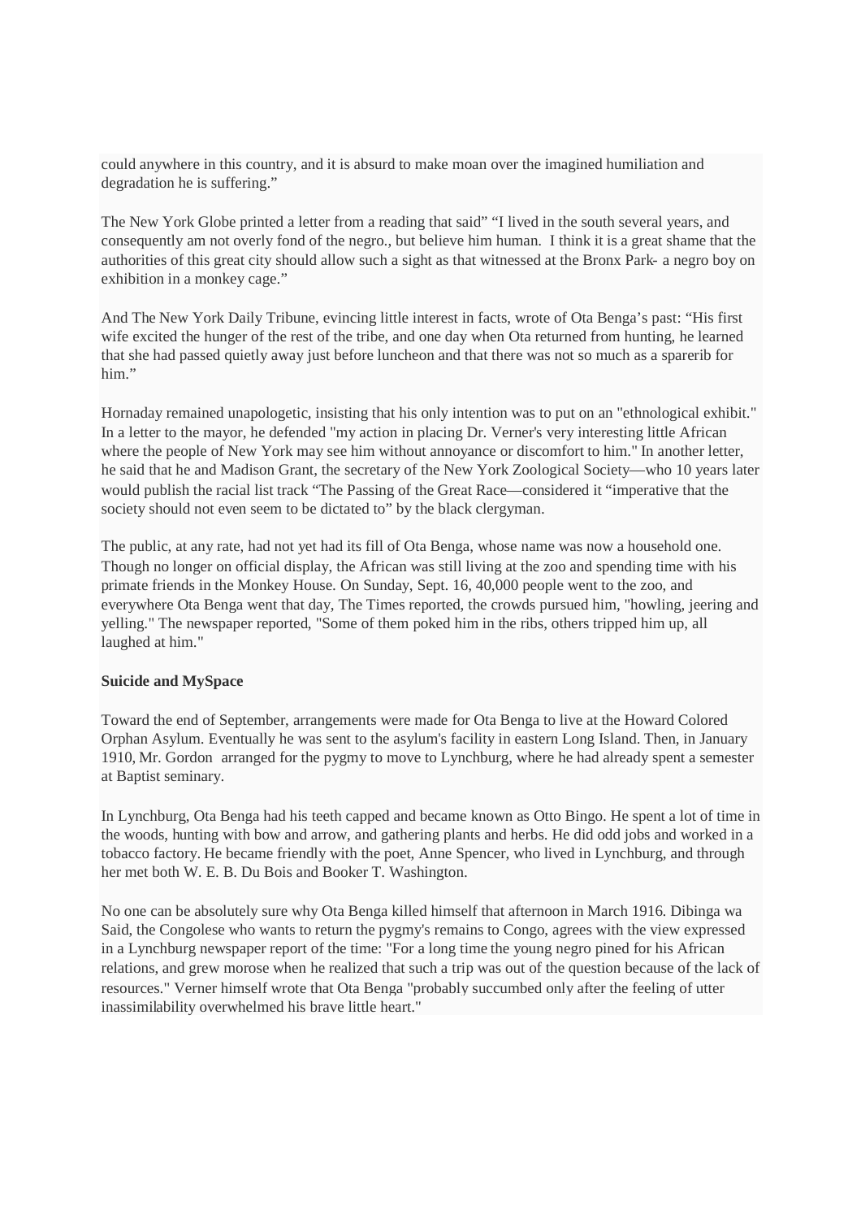could anywhere in this country, and it is absurd to make moan over the imagined humiliation and degradation he is suffering."

The New York Globe printed a letter from a reading that said" "I lived in the south several years, and consequently am not overly fond of the negro., but believe him human. I think it is a great shame that the authorities of this great city should allow such a sight as that witnessed at the Bronx Park- a negro boy on exhibition in a monkey cage."

And The New York Daily Tribune, evincing little interest in facts, wrote of Ota Benga's past: "His first wife excited the hunger of the rest of the tribe, and one day when Ota returned from hunting, he learned that she had passed quietly away just before luncheon and that there was not so much as a sparerib for him."

Hornaday remained unapologetic, insisting that his only intention was to put on an "ethnological exhibit." In a letter to the mayor, he defended "my action in placing Dr. Verner's very interesting little African where the people of New York may see him without annoyance or discomfort to him." In another letter, he said that he and Madison Grant, the secretary of the New York Zoological Society—who 10 years later would publish the racial list track "The Passing of the Great Race—considered it "imperative that the society should not even seem to be dictated to" by the black clergyman.

The public, at any rate, had not yet had its fill of Ota Benga, whose name was now a household one. Though no longer on official display, the African was still living at the zoo and spending time with his primate friends in the Monkey House. On Sunday, Sept. 16, 40,000 people went to the zoo, and everywhere Ota Benga went that day, The Times reported, the crowds pursued him, "howling, jeering and yelling." The newspaper reported, "Some of them poked him in the ribs, others tripped him up, all laughed at him."

**Suicide and MySpace**

Toward the end of September, arrangements were made for Ota Benga to live at the Howard Colored Orphan Asylum. Eventually he was sent to the asylum's facility in eastern Long Island. Then, in January 1910, Mr. Gordon arranged for the pygmy to move to Lynchburg, where he had already spent a semester at Baptist seminary.

In Lynchburg, Ota Benga had his teeth capped and became known as Otto Bingo. He spent a lot of time in the woods, hunting with bow and arrow, and gathering plants and herbs. He did odd jobs and worked in a tobacco factory. He became friendly with the poet, Anne Spencer, who lived in Lynchburg, and through her met both W. E. B. Du Bois and Booker T. Washington.

No one can be absolutely sure why Ota Benga killed himself that afternoon in March 1916. Dibinga wa Said, the Congolese who wants to return the pygmy's remains to Congo, agrees with the view expressed in a Lynchburg newspaper report of the time: "For a long time the young negro pined for his African relations, and grew morose when he realized that such a trip was out of the question because of the lack of resources." Verner himself wrote that Ota Benga "probably succumbed only after the feeling of utter inassimilability overwhelmed his brave little heart."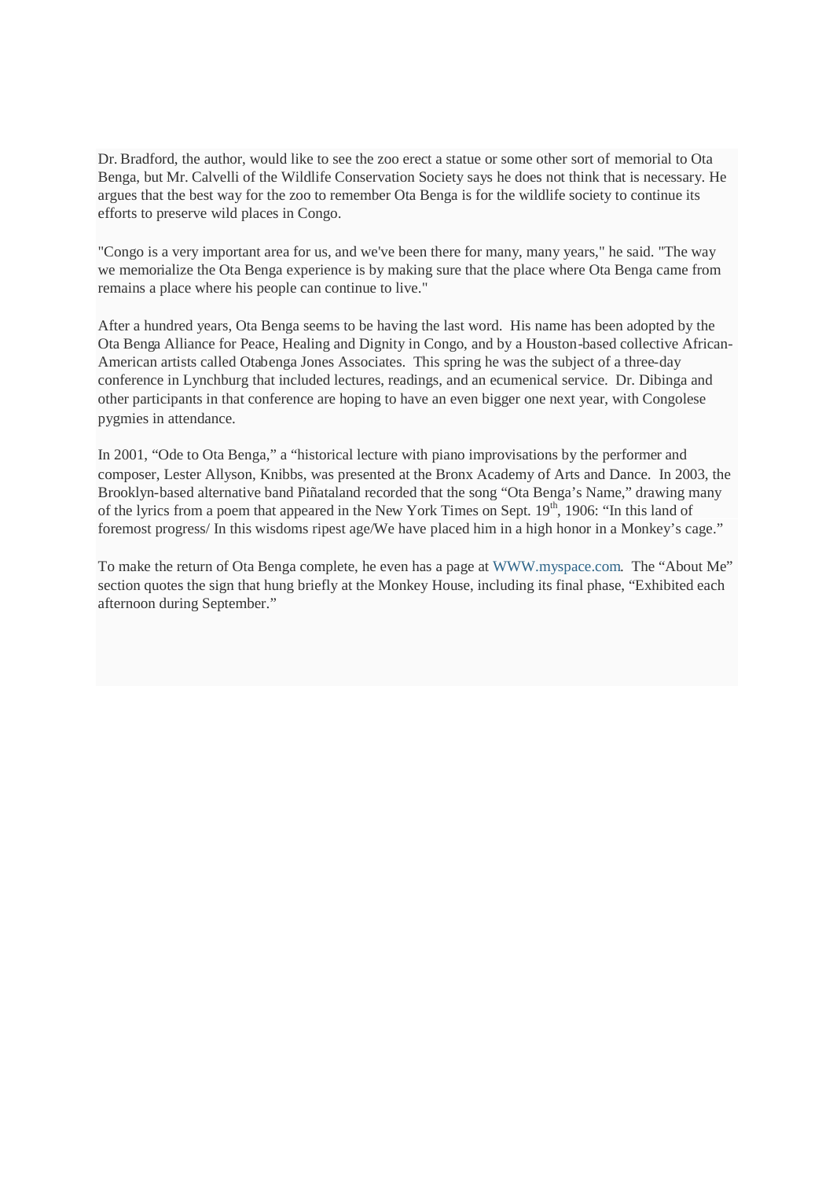Dr. Bradford, the author, would like to see the zoo erect a statue or some other sort of memorial to Ota Benga, but Mr. Calvelli of the Wildlife Conservation Society says he does not think that is necessary. He argues that the best way for the zoo to remember Ota Benga is for the wildlife society to continue its efforts to preserve wild places in Congo.

"Congo is a very important area for us, and we've been there for many, many years," he said. "The way we memorialize the Ota Benga experience is by making sure that the place where Ota Benga came from remains a place where his people can continue to live."

After a hundred years, Ota Benga seems to be having the last word. His name has been adopted by the Ota Benga Alliance for Peace, Healing and Dignity in Congo, and by a Houston-based collective African-American artists called Otabenga Jones Associates. This spring he was the subject of a three-day conference in Lynchburg that included lectures, readings, and an ecumenical service. Dr. Dibinga and other participants in that conference are hoping to have an even bigger one next year, with Congolese pygmies in attendance.

In 2001, “Ode to Ota Benga,” a “historical lecture with piano improvisations by the performer and composer, Lester Allyson, Knibbs, was presented at the Bronx Academy of Arts and Dance. In 2003, the Brooklyn-based alternative band Piñataland recorded that the song “Ota Benga’s Name,” drawing many of the lyrics from a poem that appeared in the New York Times on Sept. 19th, 1906: “In this land of foremost progress/ In this wisdoms ripest age/We have placed him in a high honor in a Monkey’s cage.”

To make the return of Ota Benga complete, he even has a page at WWW.myspace.com. The “About Me” section quotes the sign that hung briefly at the Monkey House, including its final phase, “Exhibited each afternoon during September.”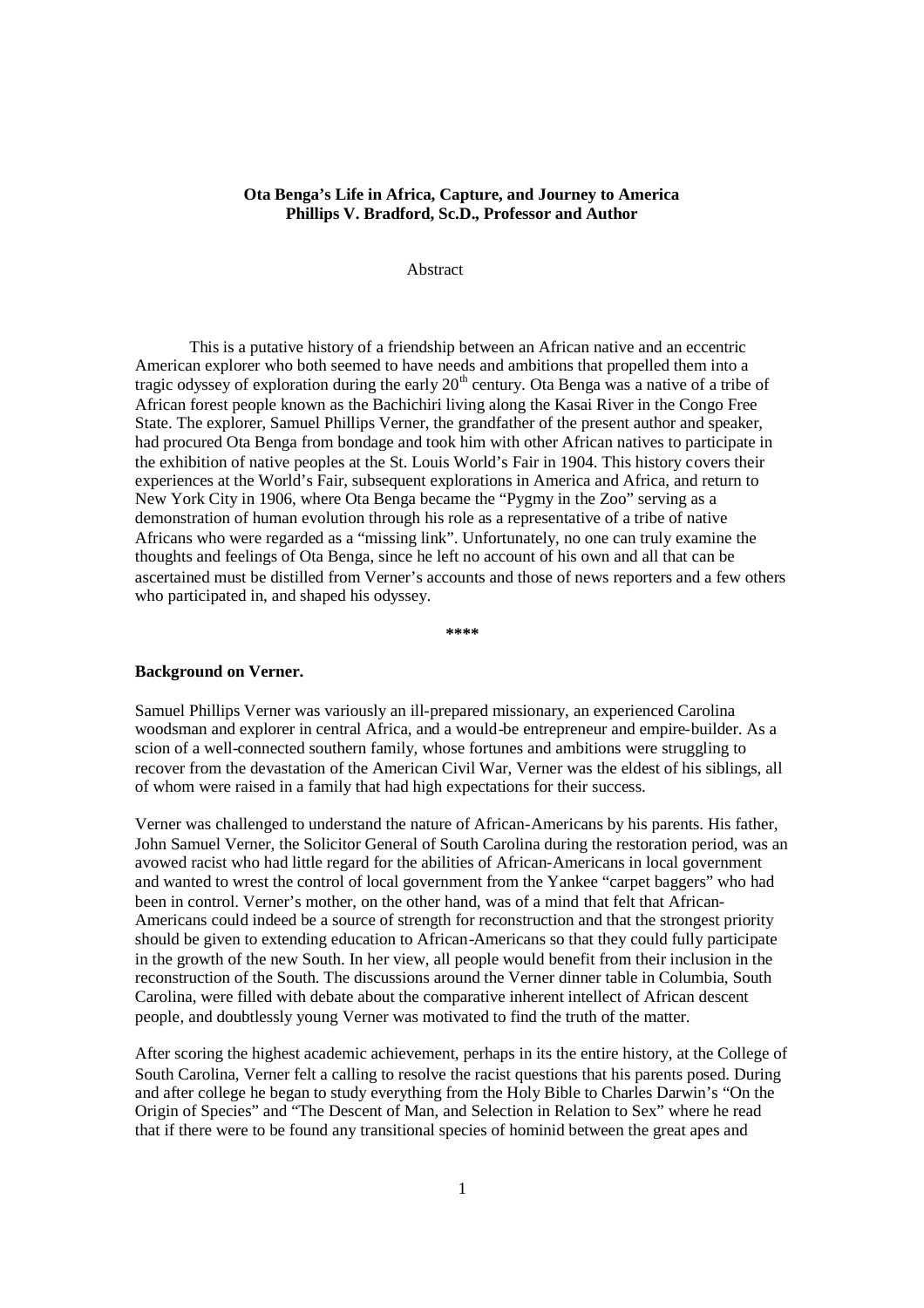**Ota Benga's Life in Africa, Capture, and Journey to America**
**Phillips V. Bradford, Sc.D., Professor and Author**

Abstract

This is a putative history of a friendship between an African native and an eccentric American explorer who both seemed to have needs and ambitions that propelled them into a tragic odyssey of exploration during the early 20th century. Ota Benga was a native of a tribe of African forest people known as the Bachichiri living along the Kasai River in the Congo Free State. The explorer, Samuel Phillips Verner, the grandfather of the present author and speaker, had procured Ota Benga from bondage and took him with other African natives to participate in the exhibition of native peoples at the St. Louis World's Fair in 1904. This history covers their experiences at the World's Fair, subsequent explorations in America and Africa, and return to New York City in 1906, where Ota Benga became the "Pygmy in the Zoo" serving as a demonstration of human evolution through his role as a representative of a tribe of native Africans who were regarded as a "missing link". Unfortunately, no one can truly examine the thoughts and feelings of Ota Benga, since he left no account of his own and all that can be ascertained must be distilled from Verner's accounts and those of news reporters and a few others who participated in, and shaped his odyssey.

****

**Background on Verner.**

Samuel Phillips Verner was variously an ill-prepared missionary, an experienced Carolina woodsman and explorer in central Africa, and a would-be entrepreneur and empire-builder. As a scion of a well-connected southern family, whose fortunes and ambitions were struggling to recover from the devastation of the American Civil War, Verner was the eldest of his siblings, all of whom were raised in a family that had high expectations for their success.

Verner was challenged to understand the nature of African-Americans by his parents. His father, John Samuel Verner, the Solicitor General of South Carolina during the restoration period, was an avowed racist who had little regard for the abilities of African-Americans in local government and wanted to wrest the control of local government from the Yankee "carpet baggers" who had been in control. Verner's mother, on the other hand, was of a mind that felt that African-Americans could indeed be a source of strength for reconstruction and that the strongest priority should be given to extending education to African-Americans so that they could fully participate in the growth of the new South. In her view, all people would benefit from their inclusion in the reconstruction of the South. The discussions around the Verner dinner table in Columbia, South Carolina, were filled with debate about the comparative inherent intellect of African descent people, and doubtlessly young Verner was motivated to find the truth of the matter.

After scoring the highest academic achievement, perhaps in its the entire history, at the College of South Carolina, Verner felt a calling to resolve the racist questions that his parents posed. During and after college he began to study everything from the Holy Bible to Charles Darwin's "On the Origin of Species" and "The Descent of Man, and Selection in Relation to Sex" where he read that if there were to be found any transitional species of hominid between the great apes and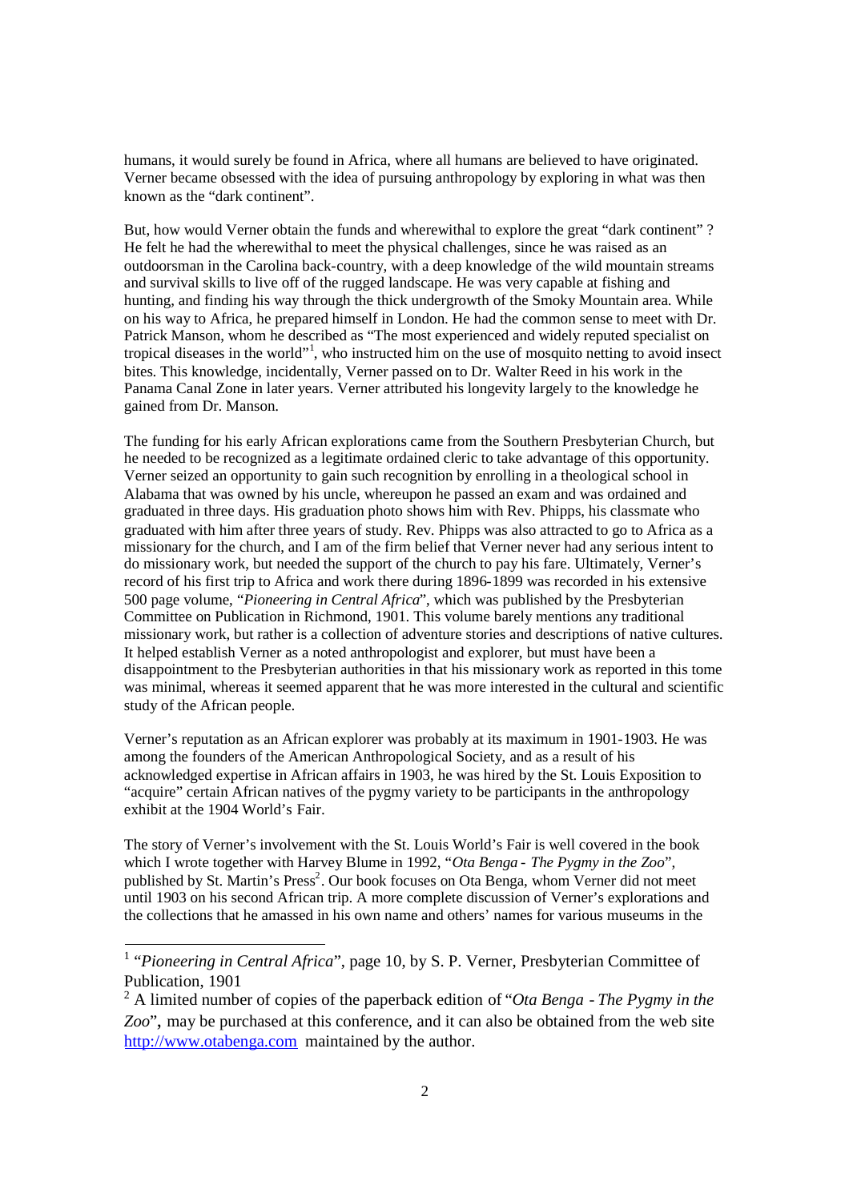humans, it would surely be found in Africa, where all humans are believed to have originated. Verner became obsessed with the idea of pursuing anthropology by exploring in what was then known as the "dark continent".

But, how would Verner obtain the funds and wherewithal to explore the great "dark continent" ? He felt he had the wherewithal to meet the physical challenges, since he was raised as an outdoorsman in the Carolina back-country, with a deep knowledge of the wild mountain streams and survival skills to live off of the rugged landscape. He was very capable at fishing and hunting, and finding his way through the thick undergrowth of the Smoky Mountain area. While on his way to Africa, he prepared himself in London. He had the common sense to meet with Dr. Patrick Manson, whom he described as "The most experienced and widely reputed specialist on tropical diseases in the world"[1], who instructed him on the use of mosquito netting to avoid insect bites. This knowledge, incidentally, Verner passed on to Dr. Walter Reed in his work in the Panama Canal Zone in later years. Verner attributed his longevity largely to the knowledge he gained from Dr. Manson.

The funding for his early African explorations came from the Southern Presbyterian Church, but he needed to be recognized as a legitimate ordained cleric to take advantage of this opportunity. Verner seized an opportunity to gain such recognition by enrolling in a theological school in Alabama that was owned by his uncle, whereupon he passed an exam and was ordained and graduated in three days. His graduation photo shows him with Rev. Phipps, his classmate who graduated with him after three years of study. Rev. Phipps was also attracted to go to Africa as a missionary for the church, and I am of the firm belief that Verner never had any serious intent to do missionary work, but needed the support of the church to pay his fare. Ultimately, Verner's record of his first trip to Africa and work there during 1896-1899 was recorded in his extensive 500 page volume, "*Pioneering in Central Africa*", which was published by the Presbyterian Committee on Publication in Richmond, 1901. This volume barely mentions any traditional missionary work, but rather is a collection of adventure stories and descriptions of native cultures. It helped establish Verner as a noted anthropologist and explorer, but must have been a disappointment to the Presbyterian authorities in that his missionary work as reported in this tome was minimal, whereas it seemed apparent that he was more interested in the cultural and scientific study of the African people.

Verner's reputation as an African explorer was probably at its maximum in 1901-1903. He was among the founders of the American Anthropological Society, and as a result of his acknowledged expertise in African affairs in 1903, he was hired by the St. Louis Exposition to "acquire" certain African natives of the pygmy variety to be participants in the anthropology exhibit at the 1904 World's Fair.

The story of Verner's involvement with the St. Louis World's Fair is well covered in the book which I wrote together with Harvey Blume in 1992, "*Ota Benga - The Pygmy in the Zoo*", published by St. Martin's Press[2]. Our book focuses on Ota Benga, whom Verner did not meet until 1903 on his second African trip. A more complete discussion of Verner's explorations and the collections that he amassed in his own name and others' names for various museums in the

---

[1] "*Pioneering in Central Africa*", page 10, by S. P. Verner, Presbyterian Committee of Publication, 1901

[2] A limited number of copies of the paperback edition of "*Ota Benga - The Pygmy in the Zoo*", may be purchased at this conference, and it can also be obtained from the web site http://www.otabenga.com maintained by the author.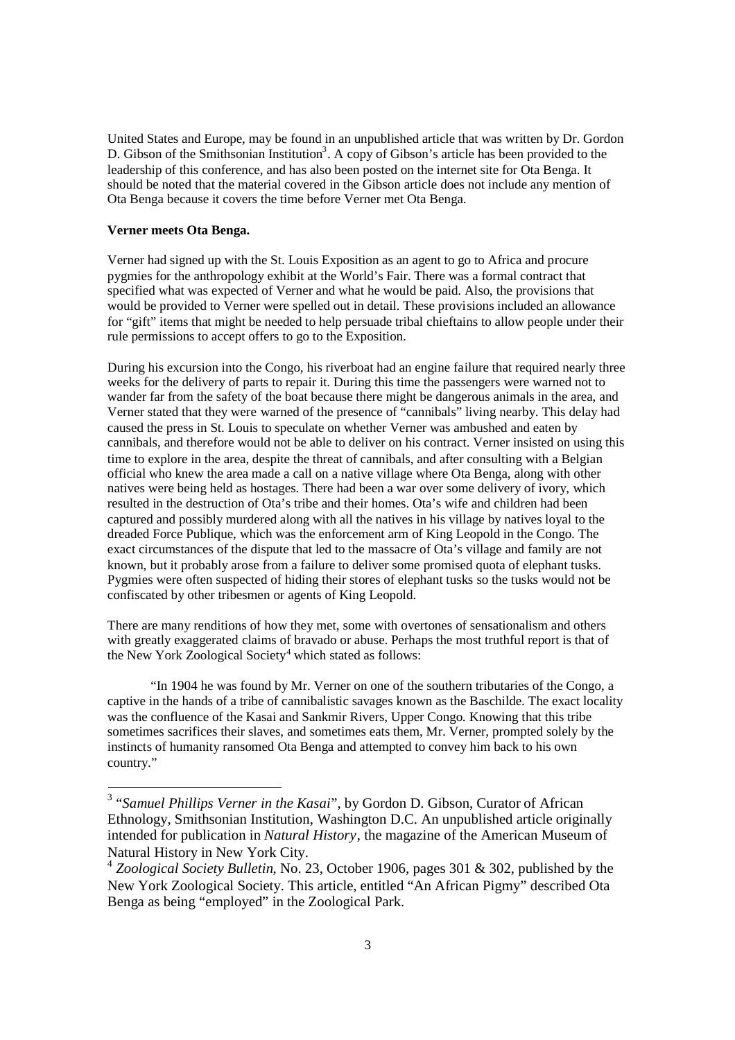United States and Europe, may be found in an unpublished article that was written by Dr. Gordon D. Gibson of the Smithsonian Institution[3]. A copy of Gibson's article has been provided to the leadership of this conference, and has also been posted on the internet site for Ota Benga. It should be noted that the material covered in the Gibson article does not include any mention of Ota Benga because it covers the time before Verner met Ota Benga.

**Verner meets Ota Benga.**

Verner had signed up with the St. Louis Exposition as an agent to go to Africa and procure pygmies for the anthropology exhibit at the World's Fair. There was a formal contract that specified what was expected of Verner and what he would be paid. Also, the provisions that would be provided to Verner were spelled out in detail. These provisions included an allowance for "gift" items that might be needed to help persuade tribal chieftains to allow people under their rule permissions to accept offers to go to the Exposition.

During his excursion into the Congo, his riverboat had an engine failure that required nearly three weeks for the delivery of parts to repair it. During this time the passengers were warned not to wander far from the safety of the boat because there might be dangerous animals in the area, and Verner stated that they were warned of the presence of "cannibals" living nearby. This delay had caused the press in St. Louis to speculate on whether Verner was ambushed and eaten by cannibals, and therefore would not be able to deliver on his contract. Verner insisted on using this time to explore in the area, despite the threat of cannibals, and after consulting with a Belgian official who knew the area made a call on a native village where Ota Benga, along with other natives were being held as hostages. There had been a war over some delivery of ivory, which resulted in the destruction of Ota's tribe and their homes. Ota's wife and children had been captured and possibly murdered along with all the natives in his village by natives loyal to the dreaded Force Publique, which was the enforcement arm of King Leopold in the Congo. The exact circumstances of the dispute that led to the massacre of Ota's village and family are not known, but it probably arose from a failure to deliver some promised quota of elephant tusks. Pygmies were often suspected of hiding their stores of elephant tusks so the tusks would not be confiscated by other tribesmen or agents of King Leopold.

There are many renditions of how they met, some with overtones of sensationalism and others with greatly exaggerated claims of bravado or abuse. Perhaps the most truthful report is that of the New York Zoological Society[4] which stated as follows:

> "In 1904 he was found by Mr. Verner on one of the southern tributaries of the Congo, a captive in the hands of a tribe of cannibalistic savages known as the Baschilde. The exact locality was the confluence of the Kasai and Sankmir Rivers, Upper Congo. Knowing that this tribe sometimes sacrifices their slaves, and sometimes eats them, Mr. Verner, prompted solely by the instincts of humanity ransomed Ota Benga and attempted to convey him back to his own country."

---

[3] "*Samuel Phillips Verner in the Kasai*", by Gordon D. Gibson, Curator of African Ethnology, Smithsonian Institution, Washington D.C. An unpublished article originally intended for publication in *Natural History*, the magazine of the American Museum of Natural History in New York City.

[4] *Zoological Society Bulletin*, No. 23, October 1906, pages 301 & 302, published by the New York Zoological Society. This article, entitled "An African Pigmy" described Ota Benga as being "employed" in the Zoological Park.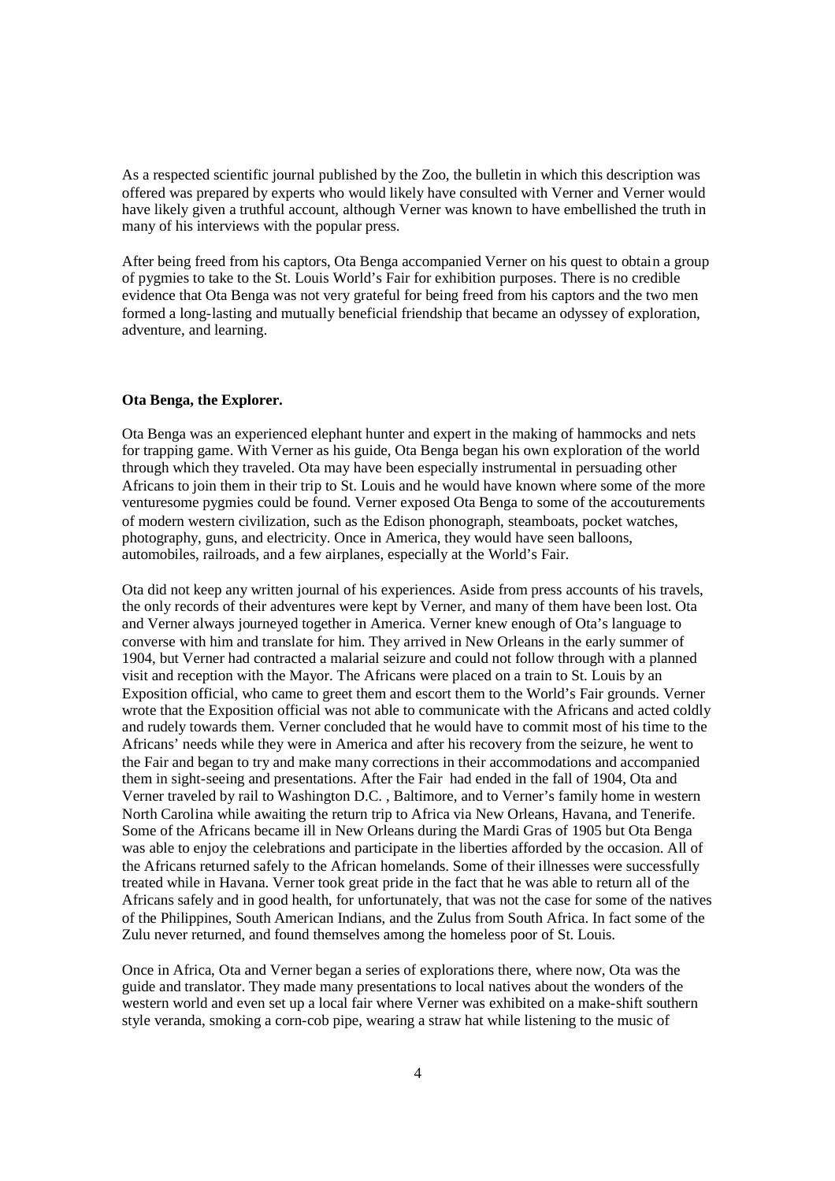As a respected scientific journal published by the Zoo, the bulletin in which this description was offered was prepared by experts who would likely have consulted with Verner and Verner would have likely given a truthful account, although Verner was known to have embellished the truth in many of his interviews with the popular press.

After being freed from his captors, Ota Benga accompanied Verner on his quest to obtain a group of pygmies to take to the St. Louis World's Fair for exhibition purposes. There is no credible evidence that Ota Benga was not very grateful for being freed from his captors and the two men formed a long-lasting and mutually beneficial friendship that became an odyssey of exploration, adventure, and learning.

**Ota Benga, the Explorer.**

Ota Benga was an experienced elephant hunter and expert in the making of hammocks and nets for trapping game. With Verner as his guide, Ota Benga began his own exploration of the world through which they traveled. Ota may have been especially instrumental in persuading other Africans to join them in their trip to St. Louis and he would have known where some of the more venturesome pygmies could be found. Verner exposed Ota Benga to some of the accouterments of modern western civilization, such as the Edison phonograph, steamboats, pocket watches, photography, guns, and electricity. Once in America, they would have seen balloons, automobiles, railroads, and a few airplanes, especially at the World's Fair.

Ota did not keep any written journal of his experiences. Aside from press accounts of his travels, the only records of their adventures were kept by Verner, and many of them have been lost. Ota and Verner always journeyed together in America. Verner knew enough of Ota's language to converse with him and translate for him. They arrived in New Orleans in the early summer of 1904, but Verner had contracted a malarial seizure and could not follow through with a planned visit and reception with the Mayor. The Africans were placed on a train to St. Louis by an Exposition official, who came to greet them and escort them to the World's Fair grounds. Verner wrote that the Exposition official was not able to communicate with the Africans and acted coldly and rudely towards them. Verner concluded that he would have to commit most of his time to the Africans' needs while they were in America and after his recovery from the seizure, he went to the Fair and began to try and make many corrections in their accommodations and accompanied them in sight-seeing and presentations. After the Fair had ended in the fall of 1904, Ota and Verner traveled by rail to Washington D.C. , Baltimore, and to Verner's family home in western North Carolina while awaiting the return trip to Africa via New Orleans, Havana, and Tenerife. Some of the Africans became ill in New Orleans during the Mardi Gras of 1905 but Ota Benga was able to enjoy the celebrations and participate in the liberties afforded by the occasion. All of the Africans returned safely to the African homelands. Some of their illnesses were successfully treated while in Havana. Verner took great pride in the fact that he was able to return all of the Africans safely and in good health, for unfortunately, that was not the case for some of the natives of the Philippines, South American Indians, and the Zulus from South Africa. In fact some of the Zulu never returned, and found themselves among the homeless poor of St. Louis.

Once in Africa, Ota and Verner began a series of explorations there, where now, Ota was the guide and translator. They made many presentations to local natives about the wonders of the western world and even set up a local fair where Verner was exhibited on a make-shift southern style veranda, smoking a corn-cob pipe, wearing a straw hat while listening to the music of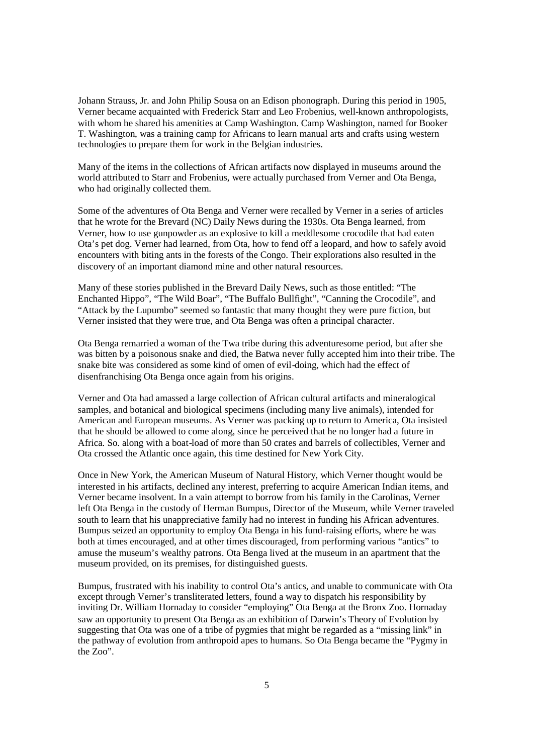Johann Strauss, Jr. and John Philip Sousa on an Edison phonograph. During this period in 1905, Verner became acquainted with Frederick Starr and Leo Frobenius, well-known anthropologists, with whom he shared his amenities at Camp Washington. Camp Washington, named for Booker T. Washington, was a training camp for Africans to learn manual arts and crafts using western technologies to prepare them for work in the Belgian industries.

Many of the items in the collections of African artifacts now displayed in museums around the world attributed to Starr and Frobenius, were actually purchased from Verner and Ota Benga, who had originally collected them.

Some of the adventures of Ota Benga and Verner were recalled by Verner in a series of articles that he wrote for the Brevard (NC) Daily News during the 1930s. Ota Benga learned, from Verner, how to use gunpowder as an explosive to kill a meddlesome crocodile that had eaten Ota's pet dog. Verner had learned, from Ota, how to fend off a leopard, and how to safely avoid encounters with biting ants in the forests of the Congo. Their explorations also resulted in the discovery of an important diamond mine and other natural resources.

Many of these stories published in the Brevard Daily News, such as those entitled: "The Enchanted Hippo", "The Wild Boar", "The Buffalo Bullfight", "Canning the Crocodile", and "Attack by the Lupumbo" seemed so fantastic that many thought they were pure fiction, but Verner insisted that they were true, and Ota Benga was often a principal character.

Ota Benga remarried a woman of the Twa tribe during this adventuresome period, but after she was bitten by a poisonous snake and died, the Batwa never fully accepted him into their tribe. The snake bite was considered as some kind of omen of evil-doing, which had the effect of disenfranchising Ota Benga once again from his origins.

Verner and Ota had amassed a large collection of African cultural artifacts and mineralogical samples, and botanical and biological specimens (including many live animals), intended for American and European museums. As Verner was packing up to return to America, Ota insisted that he should be allowed to come along, since he perceived that he no longer had a future in Africa. So. along with a boat-load of more than 50 crates and barrels of collectibles, Verner and Ota crossed the Atlantic once again, this time destined for New York City.

Once in New York, the American Museum of Natural History, which Verner thought would be interested in his artifacts, declined any interest, preferring to acquire American Indian items, and Verner became insolvent. In a vain attempt to borrow from his family in the Carolinas, Verner left Ota Benga in the custody of Herman Bumpus, Director of the Museum, while Verner traveled south to learn that his unappreciative family had no interest in funding his African adventures. Bumpus seized an opportunity to employ Ota Benga in his fund-raising efforts, where he was both at times encouraged, and at other times discouraged, from performing various "antics" to amuse the museum's wealthy patrons. Ota Benga lived at the museum in an apartment that the museum provided, on its premises, for distinguished guests.

Bumpus, frustrated with his inability to control Ota's antics, and unable to communicate with Ota except through Verner's transliterated letters, found a way to dispatch his responsibility by inviting Dr. William Hornaday to consider "employing" Ota Benga at the Bronx Zoo. Hornaday saw an opportunity to present Ota Benga as an exhibition of Darwin's Theory of Evolution by suggesting that Ota was one of a tribe of pygmies that might be regarded as a "missing link" in the pathway of evolution from anthropoid apes to humans. So Ota Benga became the "Pygmy in the Zoo".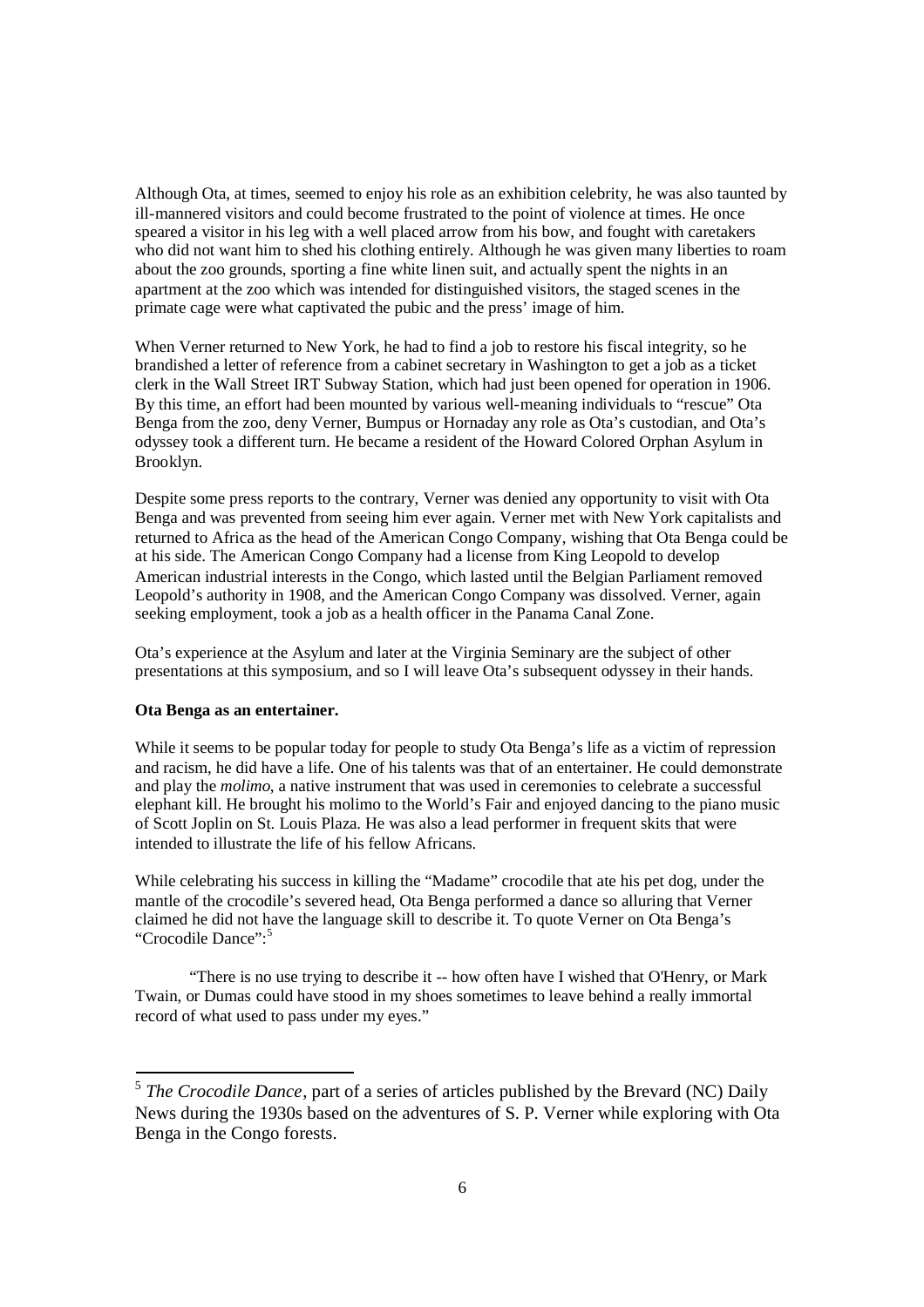Although Ota, at times, seemed to enjoy his role as an exhibition celebrity, he was also taunted by ill-mannered visitors and could become frustrated to the point of violence at times. He once speared a visitor in his leg with a well placed arrow from his bow, and fought with caretakers who did not want him to shed his clothing entirely. Although he was given many liberties to roam about the zoo grounds, sporting a fine white linen suit, and actually spent the nights in an apartment at the zoo which was intended for distinguished visitors, the staged scenes in the primate cage were what captivated the pubic and the press' image of him.

When Verner returned to New York, he had to find a job to restore his fiscal integrity, so he brandished a letter of reference from a cabinet secretary in Washington to get a job as a ticket clerk in the Wall Street IRT Subway Station, which had just been opened for operation in 1906. By this time, an effort had been mounted by various well-meaning individuals to "rescue" Ota Benga from the zoo, deny Verner, Bumpus or Hornaday any role as Ota's custodian, and Ota's odyssey took a different turn. He became a resident of the Howard Colored Orphan Asylum in Brooklyn.

Despite some press reports to the contrary, Verner was denied any opportunity to visit with Ota Benga and was prevented from seeing him ever again. Verner met with New York capitalists and returned to Africa as the head of the American Congo Company, wishing that Ota Benga could be at his side. The American Congo Company had a license from King Leopold to develop American industrial interests in the Congo, which lasted until the Belgian Parliament removed Leopold's authority in 1908, and the American Congo Company was dissolved. Verner, again seeking employment, took a job as a health officer in the Panama Canal Zone.

Ota's experience at the Asylum and later at the Virginia Seminary are the subject of other presentations at this symposium, and so I will leave Ota's subsequent odyssey in their hands.

**Ota Benga as an entertainer.**

While it seems to be popular today for people to study Ota Benga's life as a victim of repression and racism, he did have a life. One of his talents was that of an entertainer. He could demonstrate and play the *molimo*, a native instrument that was used in ceremonies to celebrate a successful elephant kill. He brought his molimo to the World's Fair and enjoyed dancing to the piano music of Scott Joplin on St. Louis Plaza. He was also a lead performer in frequent skits that were intended to illustrate the life of his fellow Africans.

While celebrating his success in killing the "Madame" crocodile that ate his pet dog, under the mantle of the crocodile's severed head, Ota Benga performed a dance so alluring that Verner claimed he did not have the language skill to describe it. To quote Verner on Ota Benga's "Crocodile Dance":[5]

> "There is no use trying to describe it -- how often have I wished that O'Henry, or Mark Twain, or Dumas could have stood in my shoes sometimes to leave behind a really immortal record of what used to pass under my eyes."

---

[5] *The Crocodile Dance*, part of a series of articles published by the Brevard (NC) Daily News during the 1930s based on the adventures of S. P. Verner while exploring with Ota Benga in the Congo forests.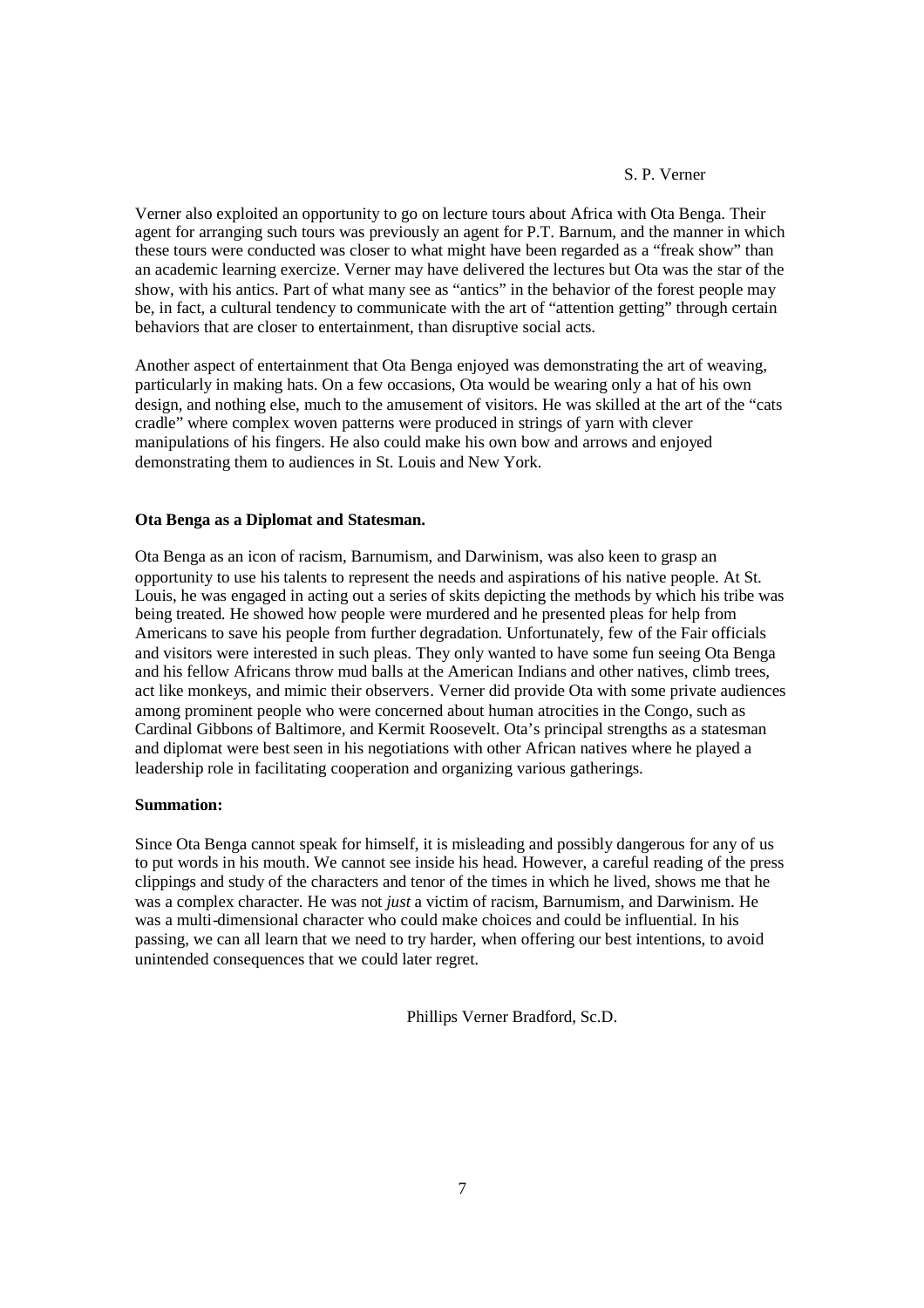S. P. Verner

Verner also exploited an opportunity to go on lecture tours about Africa with Ota Benga. Their agent for arranging such tours was previously an agent for P.T. Barnum, and the manner in which these tours were conducted was closer to what might have been regarded as a "freak show" than an academic learning exercize. Verner may have delivered the lectures but Ota was the star of the show, with his antics. Part of what many see as "antics" in the behavior of the forest people may be, in fact, a cultural tendency to communicate with the art of "attention getting" through certain behaviors that are closer to entertainment, than disruptive social acts.

Another aspect of entertainment that Ota Benga enjoyed was demonstrating the art of weaving, particularly in making hats. On a few occasions, Ota would be wearing only a hat of his own design, and nothing else, much to the amusement of visitors. He was skilled at the art of the "cats cradle" where complex woven patterns were produced in strings of yarn with clever manipulations of his fingers. He also could make his own bow and arrows and enjoyed demonstrating them to audiences in St. Louis and New York.

**Ota Benga as a Diplomat and Statesman.**

Ota Benga as an icon of racism, Barnumism, and Darwinism, was also keen to grasp an opportunity to use his talents to represent the needs and aspirations of his native people. At St. Louis, he was engaged in acting out a series of skits depicting the methods by which his tribe was being treated. He showed how people were murdered and he presented pleas for help from Americans to save his people from further degradation. Unfortunately, few of the Fair officials and visitors were interested in such pleas. They only wanted to have some fun seeing Ota Benga and his fellow Africans throw mud balls at the American Indians and other natives, climb trees, act like monkeys, and mimic their observers. Verner did provide Ota with some private audiences among prominent people who were concerned about human atrocities in the Congo, such as Cardinal Gibbons of Baltimore, and Kermit Roosevelt. Ota's principal strengths as a statesman and diplomat were best seen in his negotiations with other African natives where he played a leadership role in facilitating cooperation and organizing various gatherings.

**Summation:**

Since Ota Benga cannot speak for himself, it is misleading and possibly dangerous for any of us to put words in his mouth. We cannot see inside his head. However, a careful reading of the press clippings and study of the characters and tenor of the times in which he lived, shows me that he was a complex character. He was not *just* a victim of racism, Barnumism, and Darwinism. He was a multi-dimensional character who could make choices and could be influential. In his passing, we can all learn that we need to try harder, when offering our best intentions, to avoid unintended consequences that we could later regret.

Phillips Verner Bradford, Sc.D.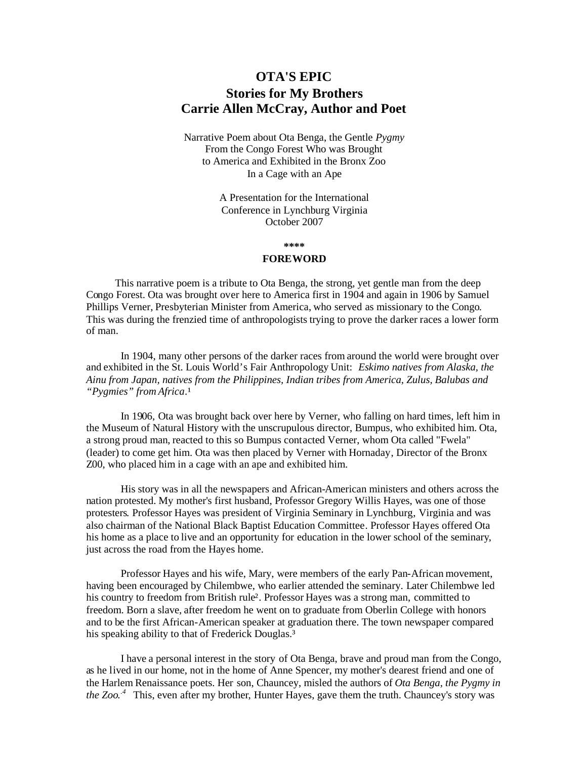# OTA'S EPIC
# Stories for My Brothers
# Carrie Allen McCray, Author and Poet

Narrative Poem about Ota Benga, the Gentle *Pygmy*
From the Congo Forest Who was Brought
to America and Exhibited in the Bronx Zoo
In a Cage with an Ape

A Presentation for the International
Conference in Lynchburg Virginia
October 2007

\*\*\*\*

**FOREWORD**

This narrative poem is a tribute to Ota Benga, the strong, yet gentle man from the deep Congo Forest. Ota was brought over here to America first in 1904 and again in 1906 by Samuel Phillips Verner, Presbyterian Minister from America, who served as missionary to the Congo. This was during the frenzied time of anthropologists trying to prove the darker races a lower form of man.

In 1904, many other persons of the darker races from around the world were brought over and exhibited in the St. Louis World's Fair Anthropology Unit: *Eskimo natives from Alaska, the Ainu from Japan, natives from the Philippines, Indian tribes from America, Zulus, Balubas and "Pygmies" from Africa*.[1]

In 1906, Ota was brought back over here by Verner, who falling on hard times, left him in the Museum of Natural History with the unscrupulous director, Bumpus, who exhibited him. Ota, a strong proud man, reacted to this so Bumpus contacted Verner, whom Ota called "Fwela" (leader) to come get him. Ota was then placed by Verner with Hornaday, Director of the Bronx Z00, who placed him in a cage with an ape and exhibited him.

His story was in all the newspapers and African-American ministers and others across the nation protested. My mother's first husband, Professor Gregory Willis Hayes, was one of those protesters. Professor Hayes was president of Virginia Seminary in Lynchburg, Virginia and was also chairman of the National Black Baptist Education Committee. Professor Hayes offered Ota his home as a place to live and an opportunity for education in the lower school of the seminary, just across the road from the Hayes home.

Professor Hayes and his wife, Mary, were members of the early Pan-African movement, having been encouraged by Chilembwe, who earlier attended the seminary. Later Chilembwe led his country to freedom from British rule[2]. Professor Hayes was a strong man, committed to freedom. Born a slave, after freedom he went on to graduate from Oberlin College with honors and to be the first African-American speaker at graduation there. The town newspaper compared his speaking ability to that of Frederick Douglas.[3]

I have a personal interest in the story of Ota Benga, brave and proud man from the Congo, as he lived in our home, not in the home of Anne Spencer, my mother's dearest friend and one of the Harlem Renaissance poets. Her son, Chauncey, misled the authors of *Ota Benga, the Pygmy in the Zoo.*[4] This, even after my brother, Hunter Hayes, gave them the truth. Chauncey's story was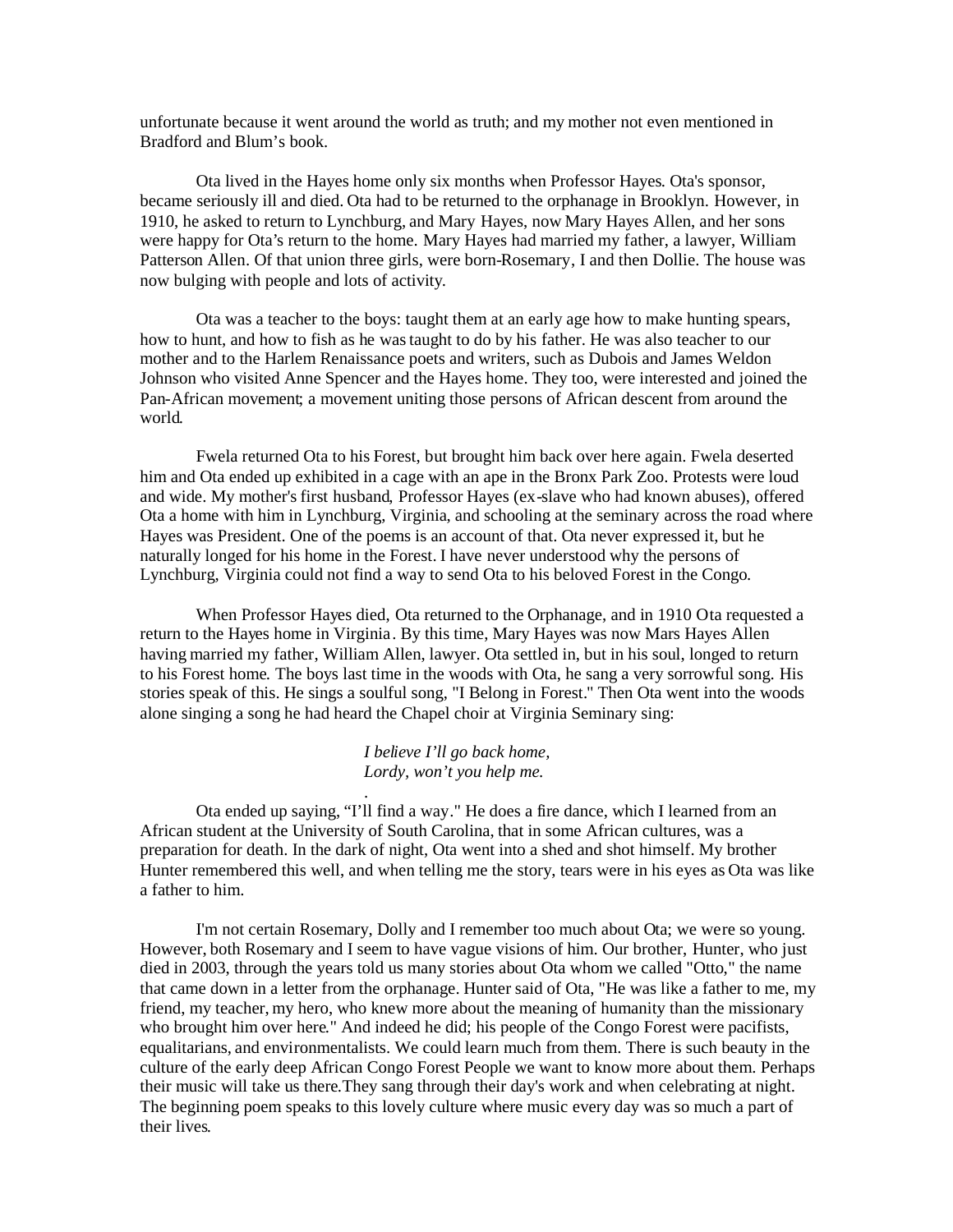unfortunate because it went around the world as truth; and my mother not even mentioned in Bradford and Blum's book.

Ota lived in the Hayes home only six months when Professor Hayes. Ota's sponsor, became seriously ill and died. Ota had to be returned to the orphanage in Brooklyn. However, in 1910, he asked to return to Lynchburg, and Mary Hayes, now Mary Hayes Allen, and her sons were happy for Ota's return to the home. Mary Hayes had married my father, a lawyer, William Patterson Allen. Of that union three girls, were born-Rosemary, I and then Dollie. The house was now bulging with people and lots of activity.

Ota was a teacher to the boys: taught them at an early age how to make hunting spears, how to hunt, and how to fish as he was taught to do by his father. He was also teacher to our mother and to the Harlem Renaissance poets and writers, such as Dubois and James Weldon Johnson who visited Anne Spencer and the Hayes home. They too, were interested and joined the Pan-African movement; a movement uniting those persons of African descent from around the world.

Fwela returned Ota to his Forest, but brought him back over here again. Fwela deserted him and Ota ended up exhibited in a cage with an ape in the Bronx Park Zoo. Protests were loud and wide. My mother's first husband, Professor Hayes (ex-slave who had known abuses), offered Ota a home with him in Lynchburg, Virginia, and schooling at the seminary across the road where Hayes was President. One of the poems is an account of that. Ota never expressed it, but he naturally longed for his home in the Forest. I have never understood why the persons of Lynchburg, Virginia could not find a way to send Ota to his beloved Forest in the Congo.

When Professor Hayes died, Ota returned to the Orphanage, and in 1910 Ota requested a return to the Hayes home in Virginia. By this time, Mary Hayes was now Mars Hayes Allen having married my father, William Allen, lawyer. Ota settled in, but in his soul, longed to return to his Forest home. The boys last time in the woods with Ota, he sang a very sorrowful song. His stories speak of this. He sings a soulful song, "I Belong in Forest." Then Ota went into the woods alone singing a song he had heard the Chapel choir at Virginia Seminary sing:

*I believe I'll go back home,*
*Lordy, won't you help me.*

.

Ota ended up saying, "I'll find a way." He does a fire dance, which I learned from an African student at the University of South Carolina, that in some African cultures, was a preparation for death. In the dark of night, Ota went into a shed and shot himself. My brother Hunter remembered this well, and when telling me the story, tears were in his eyes as Ota was like a father to him.

I'm not certain Rosemary, Dolly and I remember too much about Ota; we were so young. However, both Rosemary and I seem to have vague visions of him. Our brother, Hunter, who just died in 2003, through the years told us many stories about Ota whom we called "Otto," the name that came down in a letter from the orphanage. Hunter said of Ota, "He was like a father to me, my friend, my teacher, my hero, who knew more about the meaning of humanity than the missionary who brought him over here." And indeed he did; his people of the Congo Forest were pacifists, equalitarians, and environmentalists. We could learn much from them. There is such beauty in the culture of the early deep African Congo Forest People we want to know more about them. Perhaps their music will take us there.They sang through their day's work and when celebrating at night. The beginning poem speaks to this lovely culture where music every day was so much a part of their lives.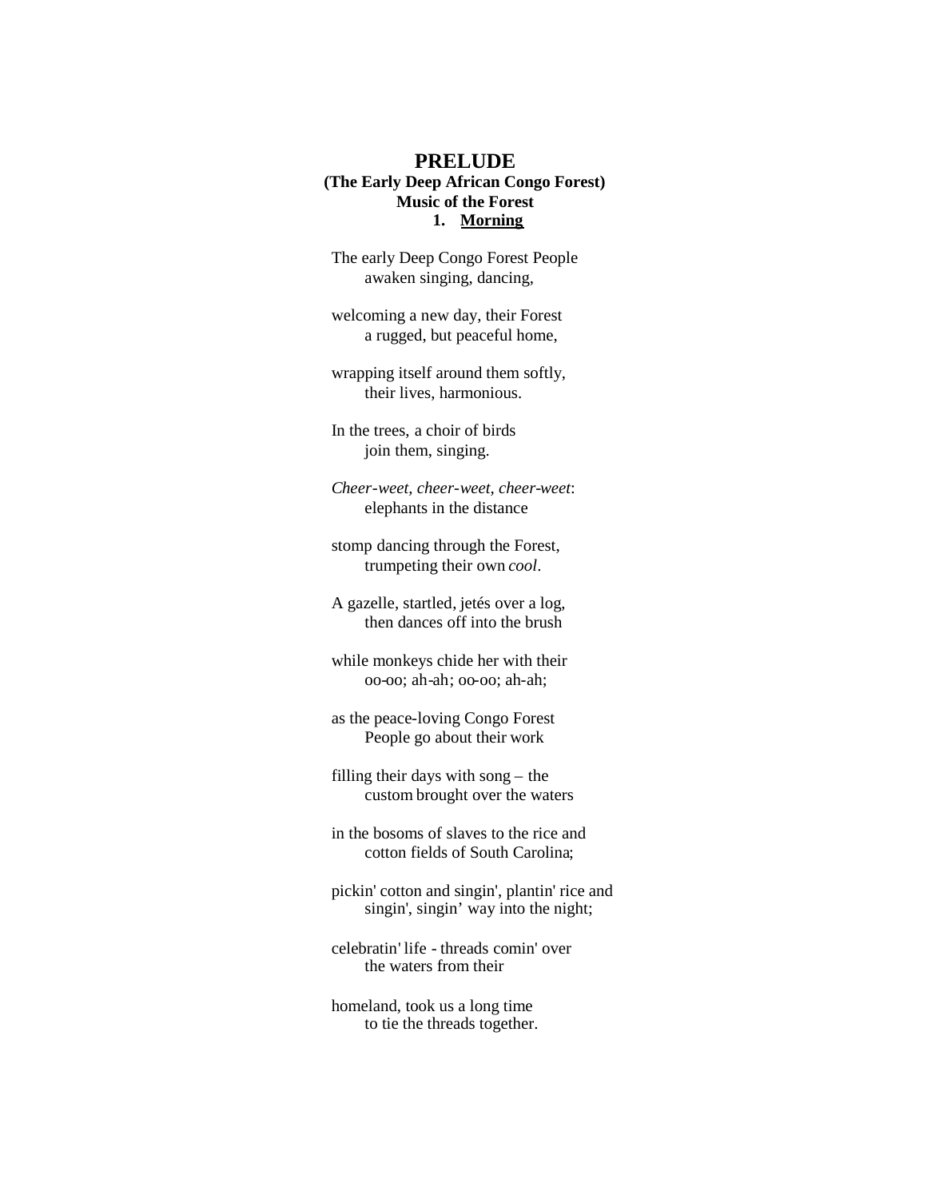# PRELUDE

### (The Early Deep African Congo Forest)

### Music of the Forest

### 1. Morning

The early Deep Congo Forest People
    awaken singing, dancing,

welcoming a new day, their Forest
    a rugged, but peaceful home,

wrapping itself around them softly,
    their lives, harmonious.

In the trees, a choir of birds
    join them, singing.

*Cheer-weet, cheer-weet, cheer-weet*:
    elephants in the distance

stomp dancing through the Forest,
    trumpeting their own *cool*.

A gazelle, startled, jetés over a log,
    then dances off into the brush

while monkeys chide her with their
    oo-oo; ah-ah; oo-oo; ah-ah;

as the peace-loving Congo Forest
    People go about their work

filling their days with song – the
    custom brought over the waters

in the bosoms of slaves to the rice and
    cotton fields of South Carolina;

pickin' cotton and singin', plantin' rice and
    singin', singin' way into the night;

celebratin' life - threads comin' over
    the waters from their

homeland, took us a long time
    to tie the threads together.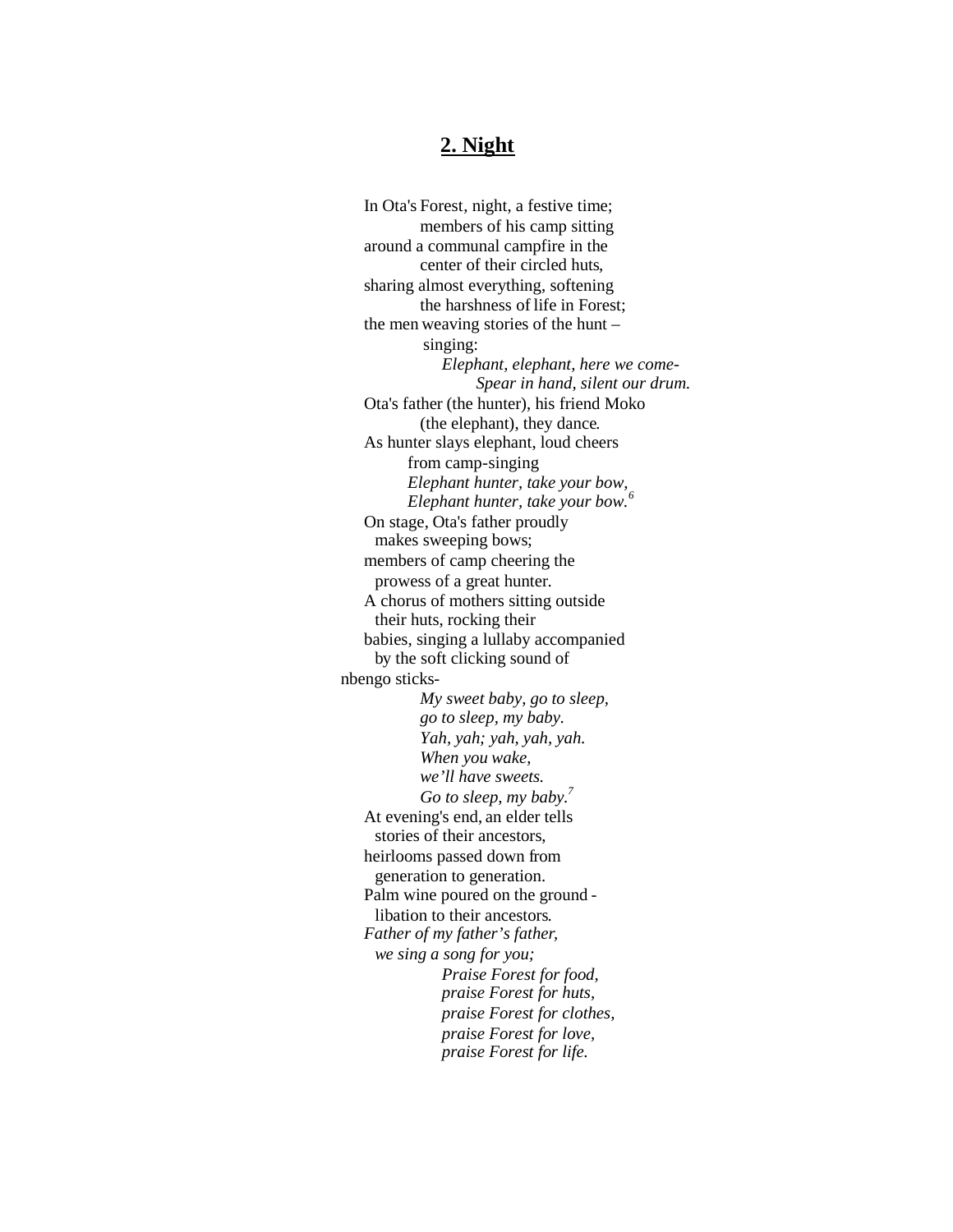## 2. Night

In Ota's Forest, night, a festive time;
members of his camp sitting
around a communal campfire in the
center of their circled huts,
sharing almost everything, softening
the harshness of life in Forest;
the men weaving stories of the hunt –
singing:

*Elephant, elephant, here we come-*
*Spear in hand, silent our drum.*

Ota's father (the hunter), his friend Moko
(the elephant), they dance.
As hunter slays elephant, loud cheers
from camp-singing

*Elephant hunter, take your bow,*
*Elephant hunter, take your bow.*[6]

On stage, Ota's father proudly
makes sweeping bows;
members of camp cheering the
prowess of a great hunter.
A chorus of mothers sitting outside
their huts, rocking their
babies, singing a lullaby accompanied
by the soft clicking sound of
nbengo sticks-

*My sweet baby, go to sleep,*
*go to sleep, my baby.*
*Yah, yah; yah, yah, yah.*
*When you wake,*
*we'll have sweets.*
*Go to sleep, my baby.*[7]

At evening's end, an elder tells
stories of their ancestors,
heirlooms passed down from
generation to generation.
Palm wine poured on the ground -
libation to their ancestors.

*Father of my father's father,*
*we sing a song for you;*

*Praise Forest for food,*
*praise Forest for huts,*
*praise Forest for clothes,*
*praise Forest for love,*
*praise Forest for life.*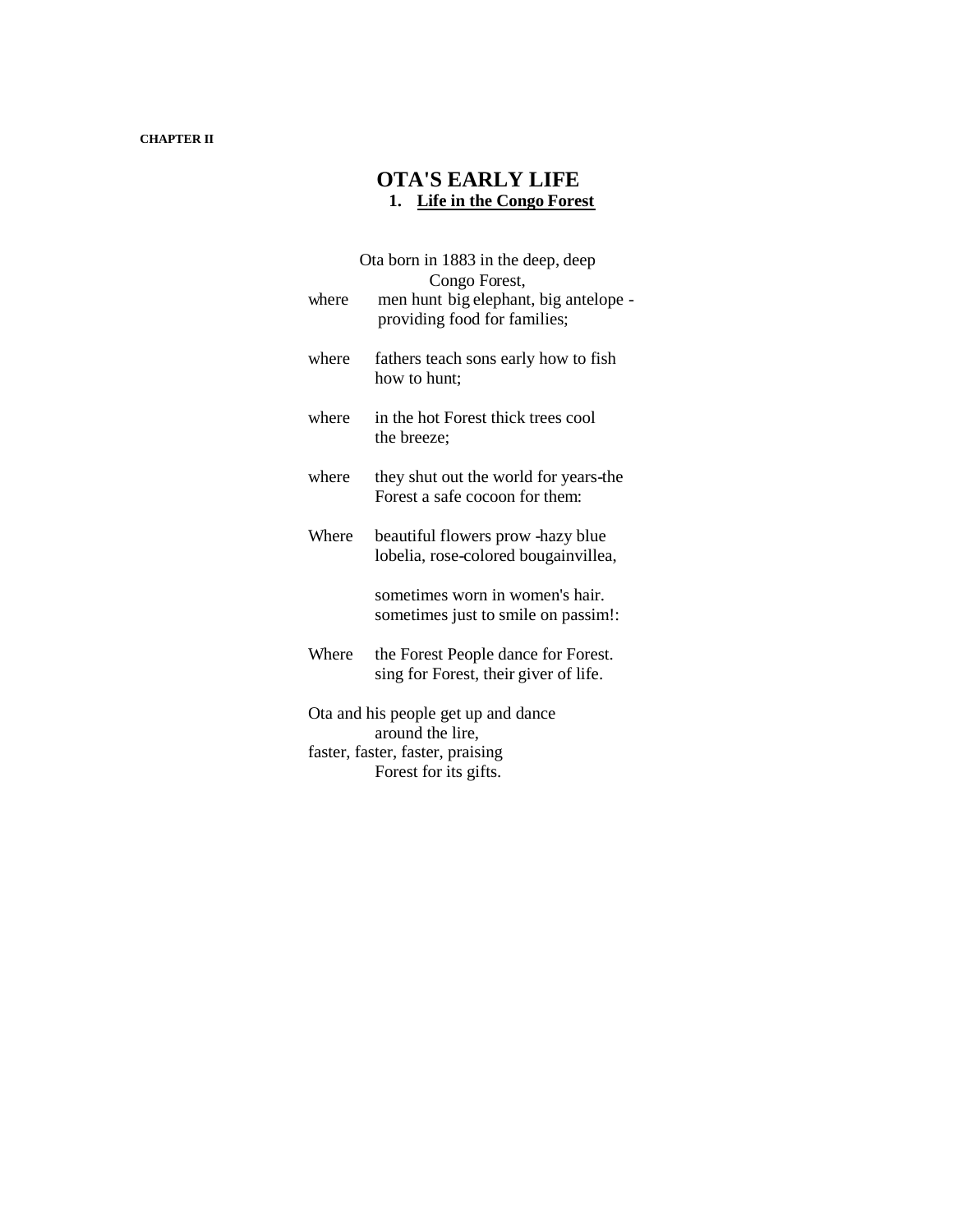CHAPTER II

# OTA'S EARLY LIFE

## 1. Life in the Congo Forest

Ota born in 1883 in the deep, deep
Congo Forest,
where men hunt big elephant, big antelope -
providing food for families;

where fathers teach sons early how to fish
how to hunt;

where in the hot Forest thick trees cool
the breeze;

where they shut out the world for years-the
Forest a safe cocoon for them:

Where beautiful flowers prow -hazy blue
lobelia, rose-colored bougainvillea,

sometimes worn in women's hair.
sometimes just to smile on passim!:

Where the Forest People dance for Forest.
sing for Forest, their giver of life.

Ota and his people get up and dance
around the lire,
faster, faster, faster, praising
Forest for its gifts.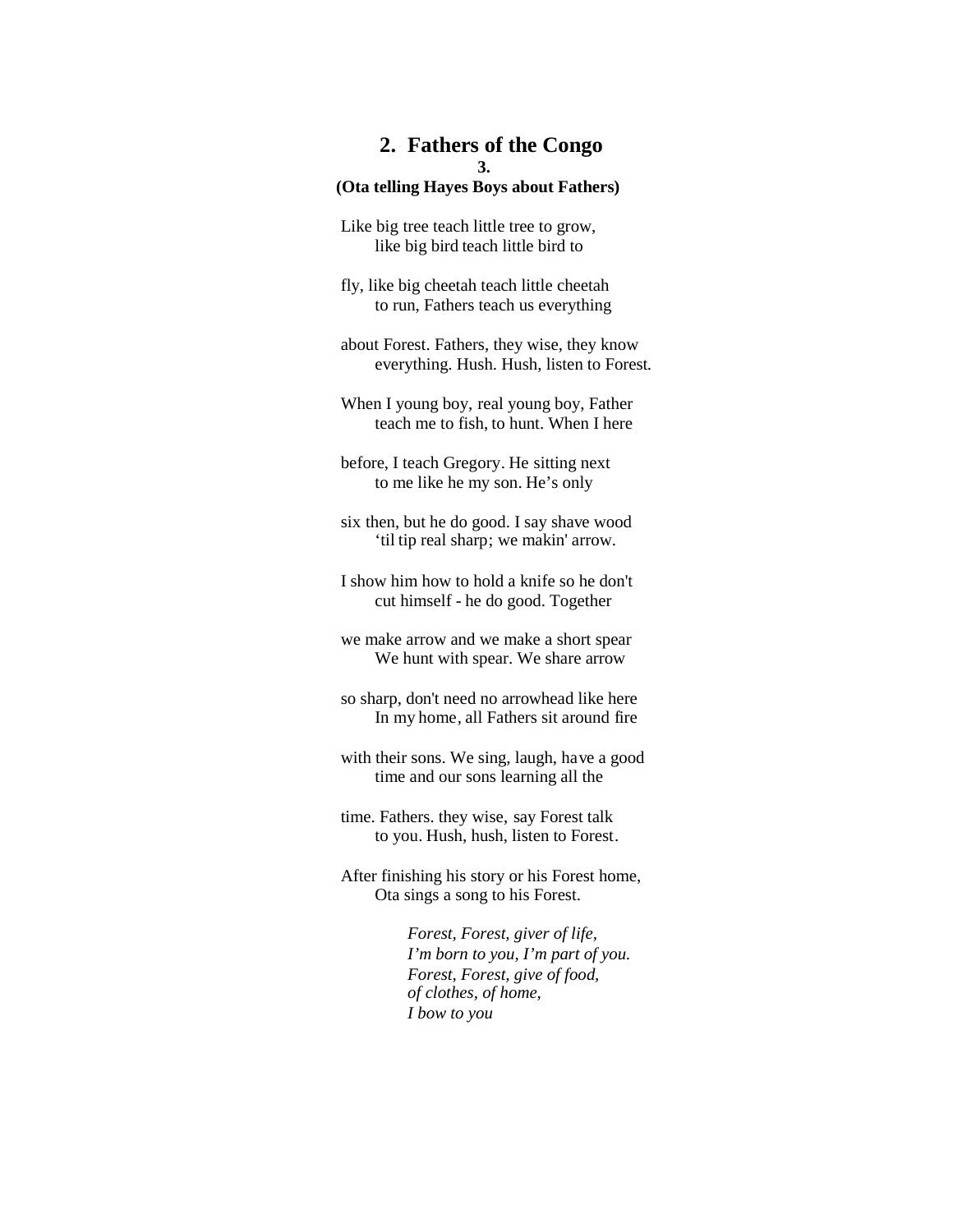## 2. Fathers of the Congo

**3.**

**(Ota telling Hayes Boys about Fathers)**

Like big tree teach little tree to grow,
like big bird teach little bird to

fly, like big cheetah teach little cheetah
to run, Fathers teach us everything

about Forest. Fathers, they wise, they know
everything. Hush. Hush, listen to Forest.

When I young boy, real young boy, Father
teach me to fish, to hunt. When I here

before, I teach Gregory. He sitting next
to me like he my son. He's only

six then, but he do good. I say shave wood
'til tip real sharp; we makin' arrow.

I show him how to hold a knife so he don't
cut himself - he do good. Together

we make arrow and we make a short spear
We hunt with spear. We share arrow

so sharp, don't need no arrowhead like here
In my home, all Fathers sit around fire

with their sons. We sing, laugh, have a good
time and our sons learning all the

time. Fathers. they wise, say Forest talk
to you. Hush, hush, listen to Forest.

After finishing his story or his Forest home,
Ota sings a song to his Forest.

*Forest, Forest, giver of life,*
*I'm born to you, I'm part of you.*
*Forest, Forest, give of food,*
*of clothes, of home,*
*I bow to you*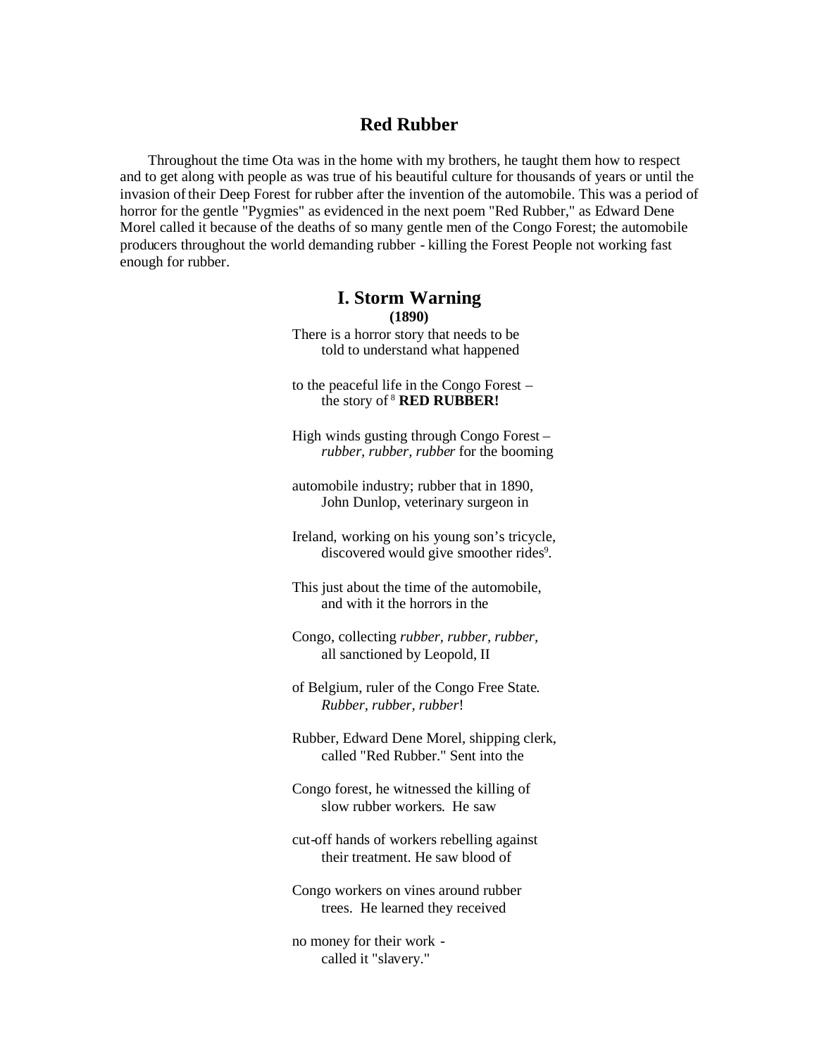## Red Rubber

Throughout the time Ota was in the home with my brothers, he taught them how to respect and to get along with people as was true of his beautiful culture for thousands of years or until the invasion of their Deep Forest for rubber after the invention of the automobile. This was a period of horror for the gentle "Pygmies" as evidenced in the next poem "Red Rubber," as Edward Dene Morel called it because of the deaths of so many gentle men of the Congo Forest; the automobile producers throughout the world demanding rubber - killing the Forest People not working fast enough for rubber.

### I. Storm Warning

**(1890)**

There is a horror story that needs to be
told to understand what happened

to the peaceful life in the Congo Forest –
the story of [8] **RED RUBBER!**

High winds gusting through Congo Forest –
*rubber, rubber, rubber* for the booming

automobile industry; rubber that in 1890,
John Dunlop, veterinary surgeon in

Ireland, working on his young son's tricycle,
discovered would give smoother rides[9].

This just about the time of the automobile,
and with it the horrors in the

Congo, collecting *rubber, rubber, rubber,*
all sanctioned by Leopold, II

of Belgium, ruler of the Congo Free State.
*Rubber, rubber, rubber*!

Rubber, Edward Dene Morel, shipping clerk,
called "Red Rubber." Sent into the

Congo forest, he witnessed the killing of
slow rubber workers. He saw

cut-off hands of workers rebelling against
their treatment. He saw blood of

Congo workers on vines around rubber
trees. He learned they received

no money for their work -
called it "slavery."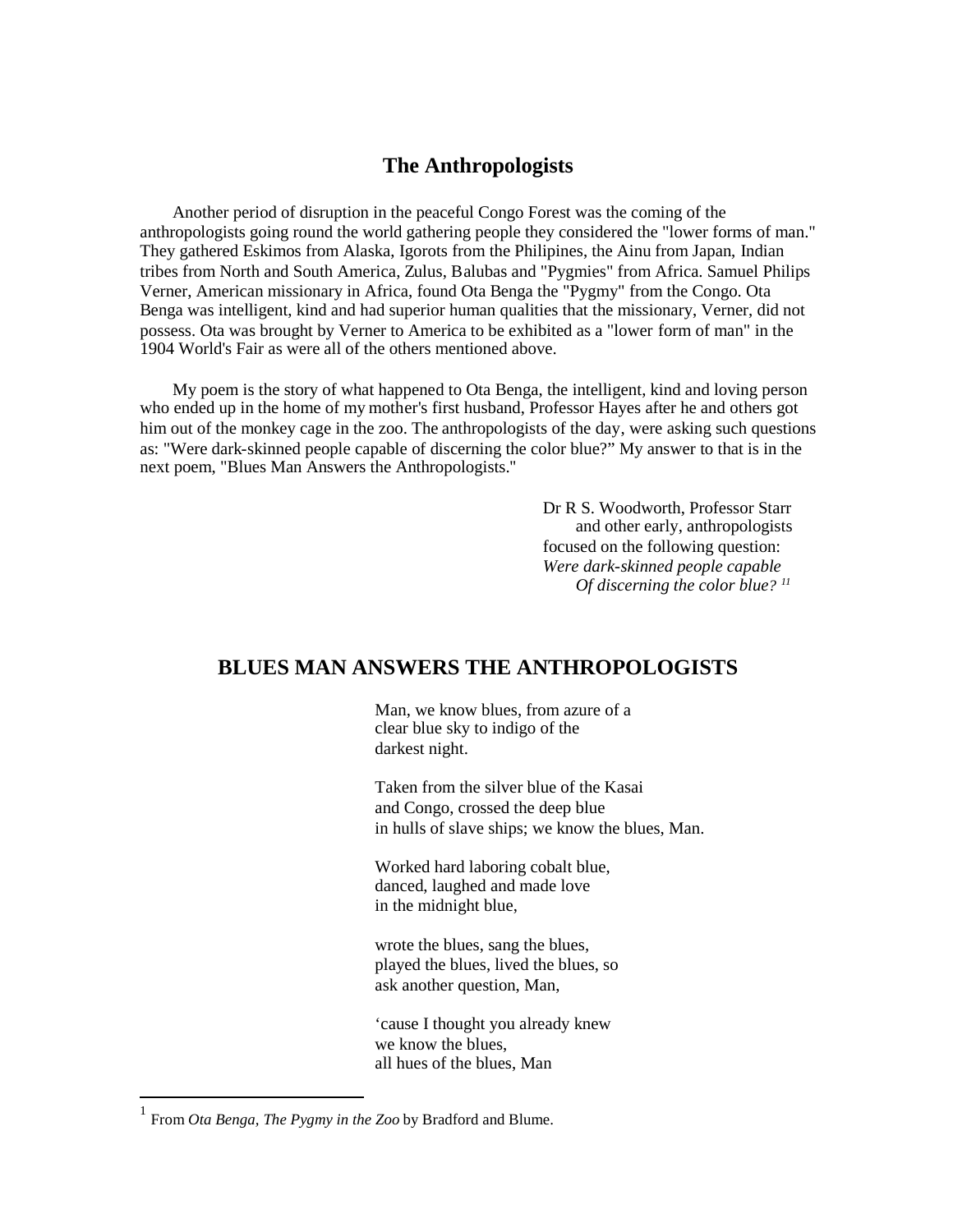## The Anthropologists

Another period of disruption in the peaceful Congo Forest was the coming of the anthropologists going round the world gathering people they considered the "lower forms of man." They gathered Eskimos from Alaska, Igorots from the Philipines, the Ainu from Japan, Indian tribes from North and South America, Zulus, Balubas and "Pygmies" from Africa. Samuel Philips Verner, American missionary in Africa, found Ota Benga the "Pygmy" from the Congo. Ota Benga was intelligent, kind and had superior human qualities that the missionary, Verner, did not possess. Ota was brought by Verner to America to be exhibited as a "lower form of man" in the 1904 World's Fair as were all of the others mentioned above.

My poem is the story of what happened to Ota Benga, the intelligent, kind and loving person who ended up in the home of my mother's first husband, Professor Hayes after he and others got him out of the monkey cage in the zoo. The anthropologists of the day, were asking such questions as: "Were dark-skinned people capable of discerning the color blue?" My answer to that is in the next poem, "Blues Man Answers the Anthropologists."

Dr R S. Woodworth, Professor Starr
and other early, anthropologists
focused on the following question:
*Were dark-skinned people capable*
*Of discerning the color blue?* [1]

## BLUES MAN ANSWERS THE ANTHROPOLOGISTS

Man, we know blues, from azure of a
clear blue sky to indigo of the
darkest night.

Taken from the silver blue of the Kasai
and Congo, crossed the deep blue
in hulls of slave ships; we know the blues, Man.

Worked hard laboring cobalt blue,
danced, laughed and made love
in the midnight blue,

wrote the blues, sang the blues,
played the blues, lived the blues, so
ask another question, Man,

'cause I thought you already knew
we know the blues,
all hues of the blues, Man

---

[1] From *Ota Benga, The Pygmy in the Zoo* by Bradford and Blume.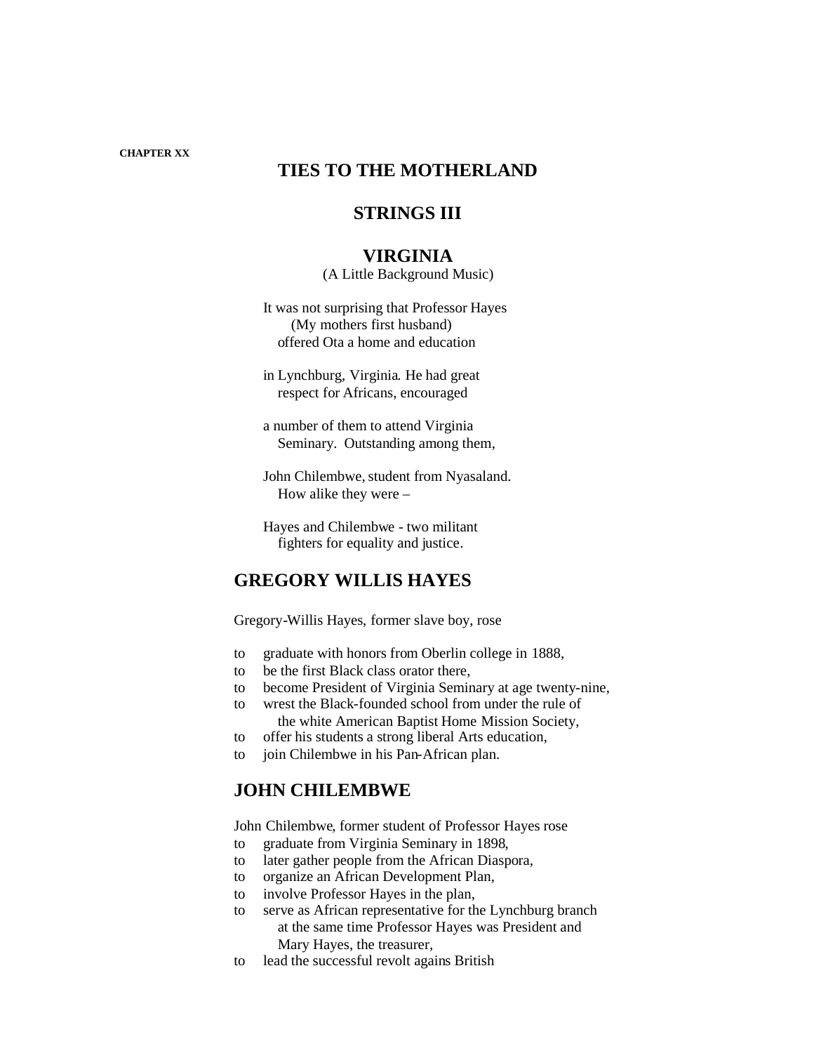CHAPTER XX

# TIES TO THE MOTHERLAND

## STRINGS III

## VIRGINIA

(A Little Background Music)

It was not surprising that Professor Hayes
(My mothers first husband)
offered Ota a home and education

in Lynchburg, Virginia. He had great
respect for Africans, encouraged

a number of them to attend Virginia
Seminary. Outstanding among them,

John Chilembwe, student from Nyasaland.
How alike they were –

Hayes and Chilembwe - two militant
fighters for equality and justice.

## GREGORY WILLIS HAYES

Gregory-Willis Hayes, former slave boy, rose

to graduate with honors from Oberlin college in 1888,
to be the first Black class orator there,
to become President of Virginia Seminary at age twenty-nine,
to wrest the Black-founded school from under the rule of
the white American Baptist Home Mission Society,
to offer his students a strong liberal Arts education,
to join Chilembwe in his Pan-African plan.

## JOHN CHILEMBWE

John Chilembwe, former student of Professor Hayes rose
to graduate from Virginia Seminary in 1898,
to later gather people from the African Diaspora,
to organize an African Development Plan,
to involve Professor Hayes in the plan,
to serve as African representative for the Lynchburg branch
at the same time Professor Hayes was President and
Mary Hayes, the treasurer,
to lead the successful revolt agains British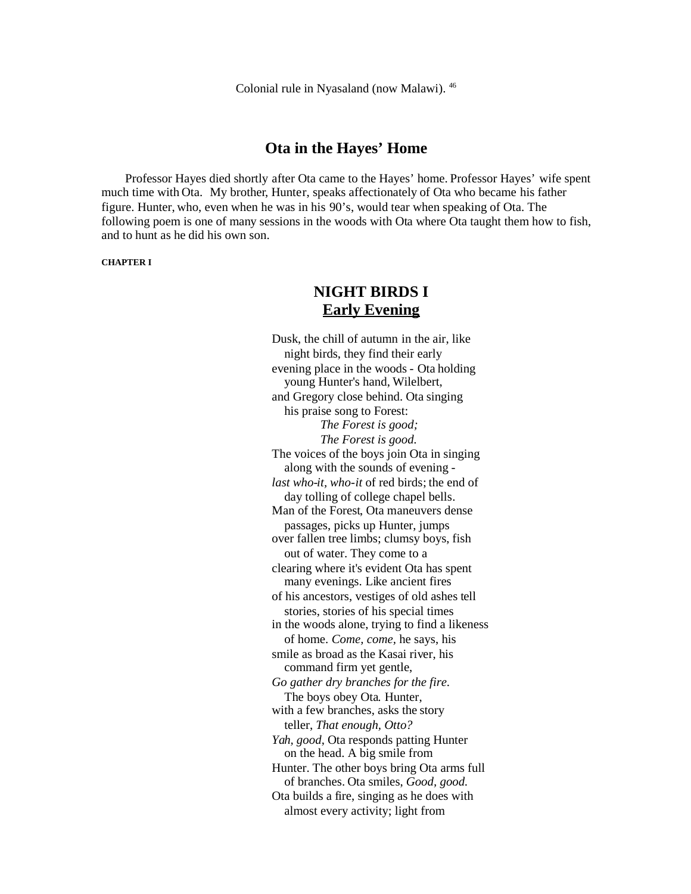Colonial rule in Nyasaland (now Malawi). [46]

## Ota in the Hayes' Home

Professor Hayes died shortly after Ota came to the Hayes' home. Professor Hayes' wife spent much time with Ota. My brother, Hunter, speaks affectionately of Ota who became his father figure. Hunter, who, even when he was in his 90's, would tear when speaking of Ota. The following poem is one of many sessions in the woods with Ota where Ota taught them how to fish, and to hunt as he did his own son.

**CHAPTER I**

### NIGHT BIRDS I
### <u>Early Evening</u>

Dusk, the chill of autumn in the air, like
night birds, they find their early
evening place in the woods - Ota holding
young Hunter's hand, Wilelbert,
and Gregory close behind. Ota singing
his praise song to Forest:
*The Forest is good;*
*The Forest is good.*
The voices of the boys join Ota in singing
along with the sounds of evening -
*last who-it, who-it* of red birds; the end of
day tolling of college chapel bells.
Man of the Forest, Ota maneuvers dense
passages, picks up Hunter, jumps
over fallen tree limbs; clumsy boys, fish
out of water. They come to a
clearing where it's evident Ota has spent
many evenings. Like ancient fires
of his ancestors, vestiges of old ashes tell
stories, stories of his special times
in the woods alone, trying to find a likeness
of home. *Come, come,* he says, his
smile as broad as the Kasai river, his
command firm yet gentle,
*Go gather dry branches for the fire.*
The boys obey Ota. Hunter,
with a few branches, asks the story
teller, *That enough, Otto?*
*Yah, good*, Ota responds patting Hunter
on the head. A big smile from
Hunter. The other boys bring Ota arms full
of branches. Ota smiles, *Good, good.*
Ota builds a fire, singing as he does with
almost every activity; light from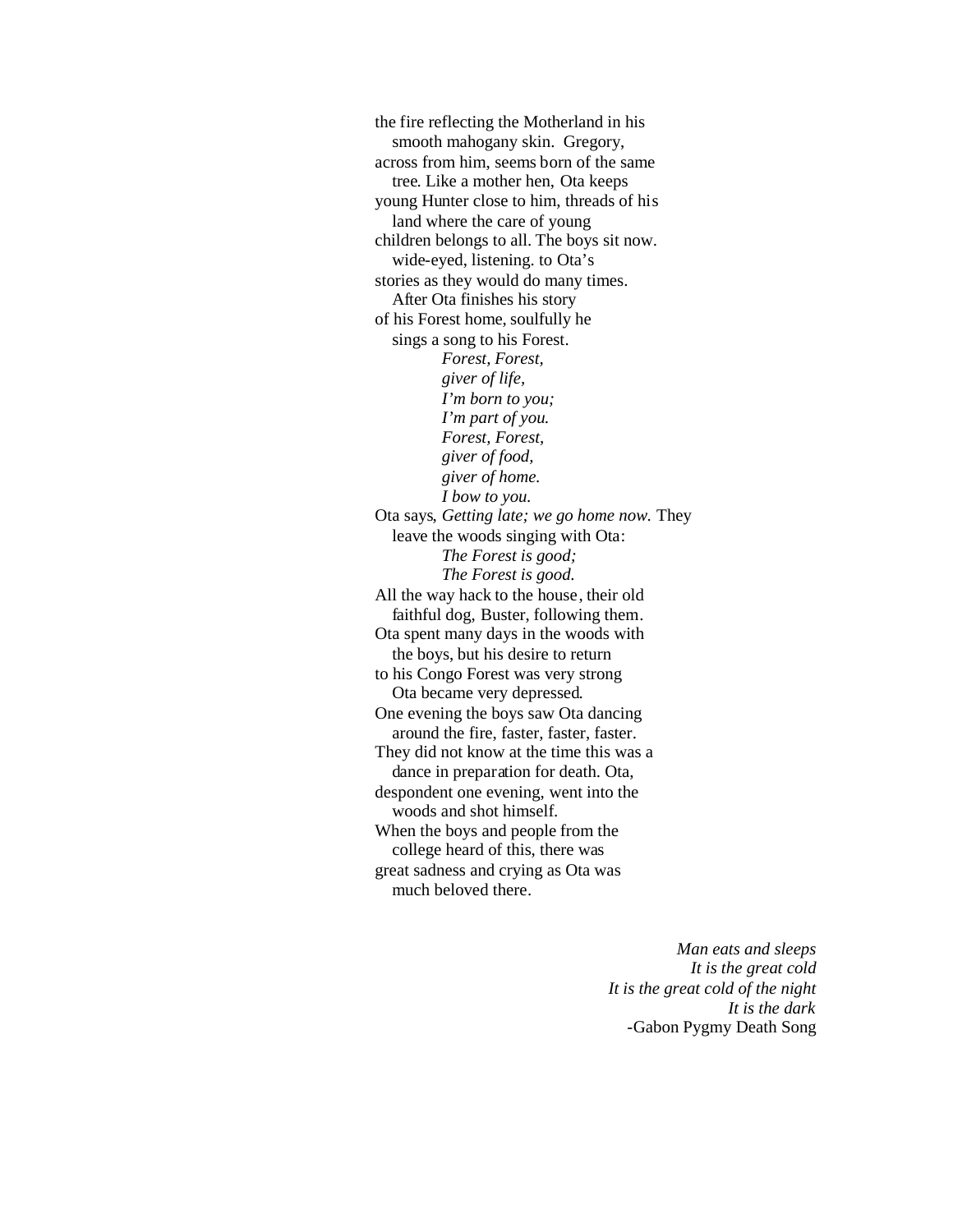the fire reflecting the Motherland in his  
smooth mahogany skin. Gregory,  
across from him, seems born of the same  
tree. Like a mother hen, Ota keeps  
young Hunter close to him, threads of his  
land where the care of young  
children belongs to all. The boys sit now.  
wide-eyed, listening. to Ota's  
stories as they would do many times.  
After Ota finishes his story  
of his Forest home, soulfully he  
sings a song to his Forest.

*Forest, Forest,*  
*giver of life,*  
*I'm born to you;*  
*I'm part of you.*  
*Forest, Forest,*  
*giver of food,*  
*giver of home.*  
*I bow to you.*

Ota says, *Getting late; we go home now.* They  
leave the woods singing with Ota:

*The Forest is good;*  
*The Forest is good.*

All the way hack to the house, their old  
faithful dog, Buster, following them.  
Ota spent many days in the woods with  
the boys, but his desire to return  
to his Congo Forest was very strong  
Ota became very depressed.  
One evening the boys saw Ota dancing  
around the fire, faster, faster, faster.  
They did not know at the time this was a  
dance in preparation for death. Ota,  
despondent one evening, went into the  
woods and shot himself.  
When the boys and people from the  
college heard of this, there was  
great sadness and crying as Ota was  
much beloved there.

*Man eats and sleeps*  
*It is the great cold*  
*It is the great cold of the night*  
*It is the dark*  
-Gabon Pygmy Death Song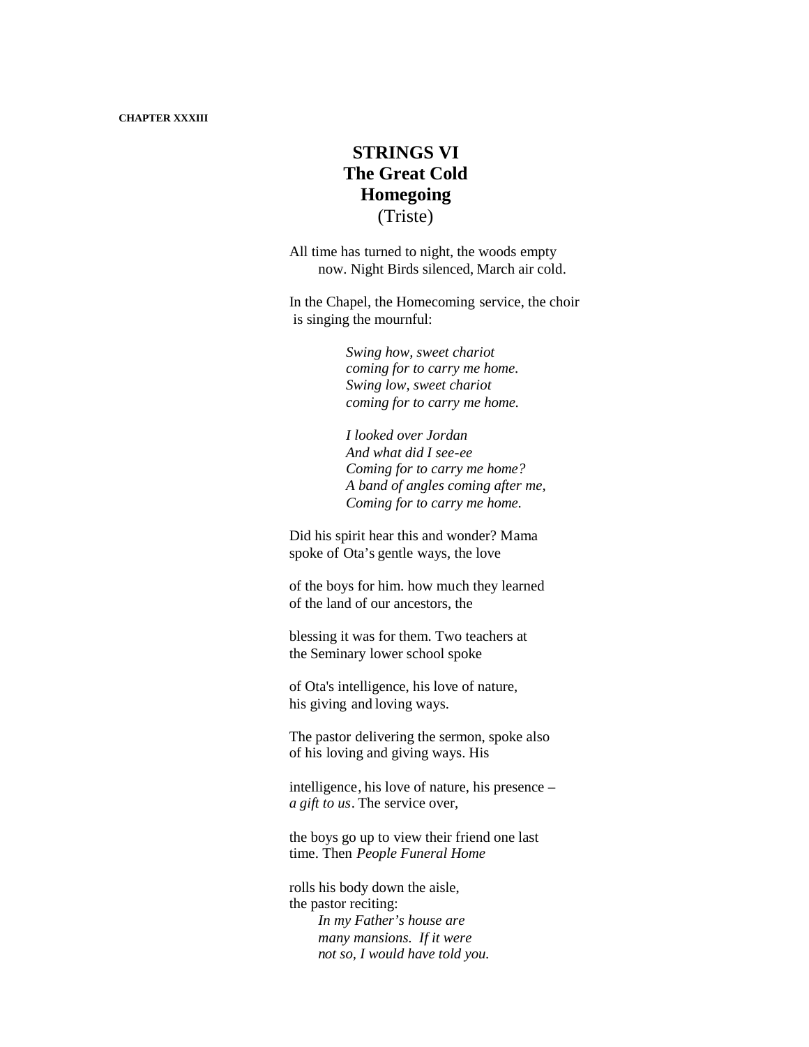**CHAPTER XXXIII**

# STRINGS VI
# The Great Cold
# Homegoing
(Triste)

All time has turned to night, the woods empty
now. Night Birds silenced, March air cold.

In the Chapel, the Homecoming service, the choir
is singing the mournful:

> *Swing how, sweet chariot*
> *coming for to carry me home.*
> *Swing low, sweet chariot*
> *coming for to carry me home.*
>
> *I looked over Jordan*
> *And what did I see-ee*
> *Coming for to carry me home?*
> *A band of angles coming after me,*
> *Coming for to carry me home.*

Did his spirit hear this and wonder? Mama
spoke of Ota's gentle ways, the love

of the boys for him. how much they learned
of the land of our ancestors, the

blessing it was for them. Two teachers at
the Seminary lower school spoke

of Ota's intelligence, his love of nature,
his giving and loving ways.

The pastor delivering the sermon, spoke also
of his loving and giving ways. His

intelligence, his love of nature, his presence –
*a gift to us*. The service over,

the boys go up to view their friend one last
time. Then *People Funeral Home*

rolls his body down the aisle,
the pastor reciting:

> *In my Father's house are*
> *many mansions. If it were*
> *not so, I would have told you.*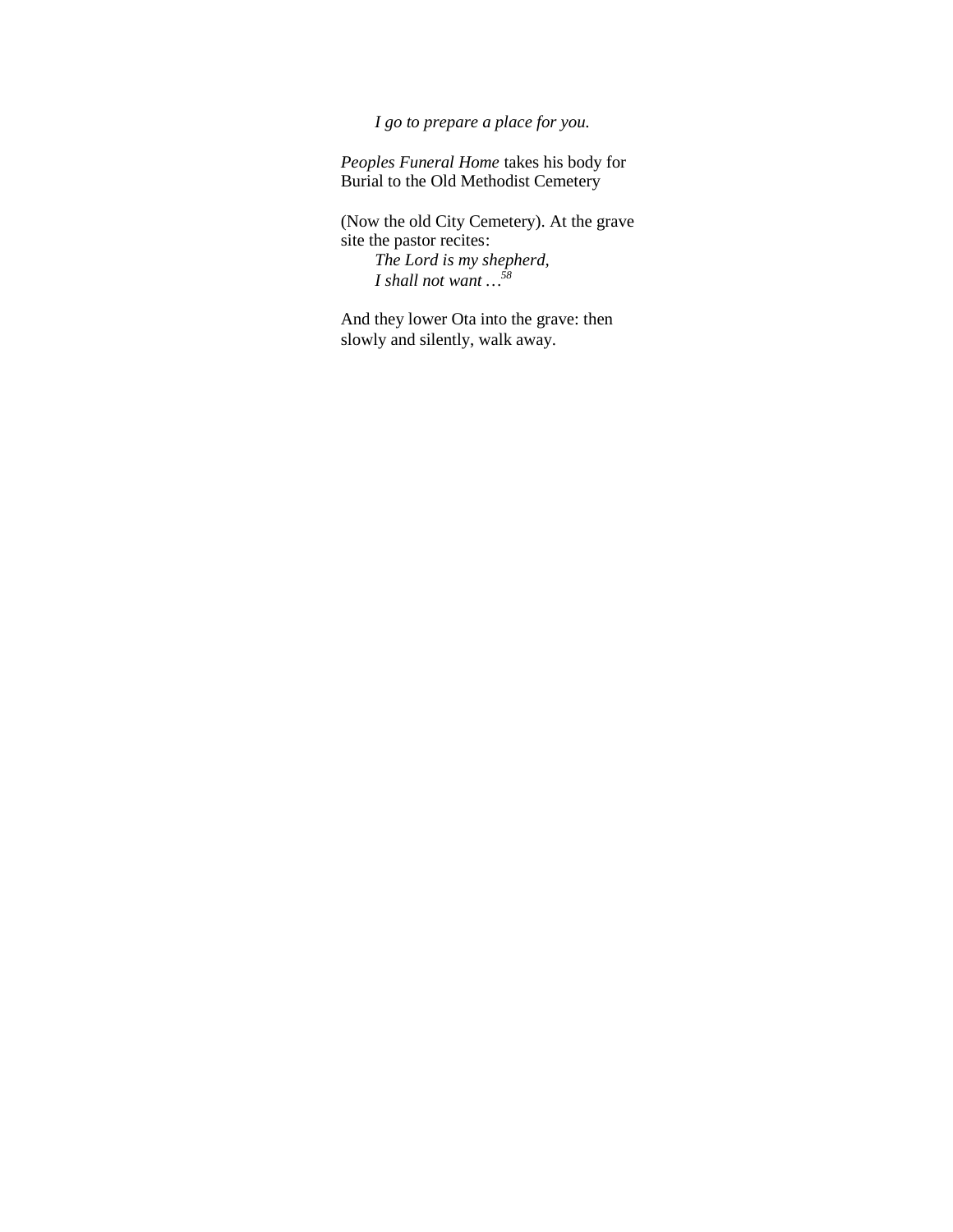*I go to prepare a place for you.*

*Peoples Funeral Home* takes his body for Burial to the Old Methodist Cemetery

(Now the old City Cemetery). At the grave site the pastor recites:
*The Lord is my shepherd,*
*I shall not want …*[58]

And they lower Ota into the grave: then slowly and silently, walk away.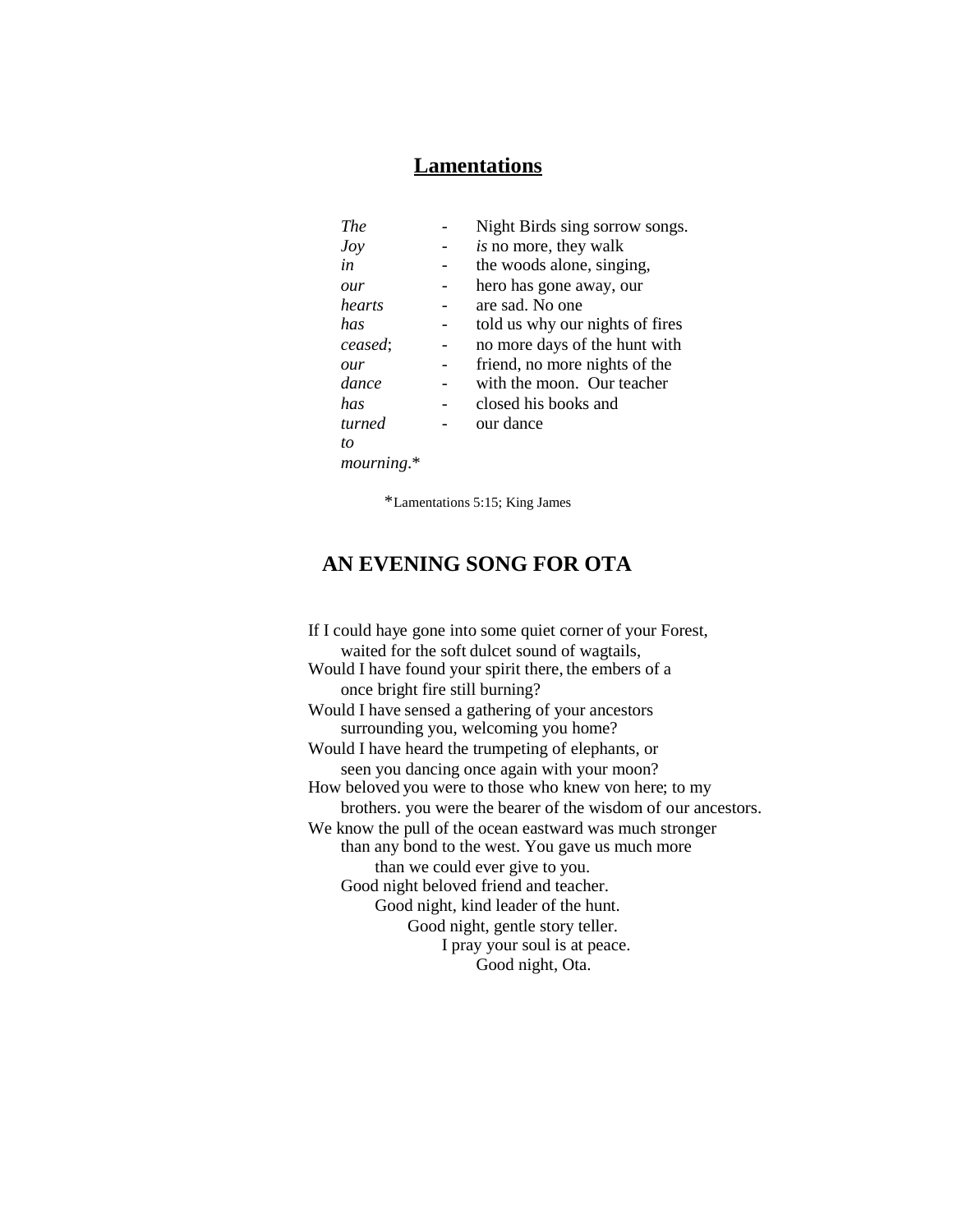## Lamentations

| | | |
|---|---|---|
| *The* | - | Night Birds sing sorrow songs. |
| *Joy* | - | *is* no more, they walk |
| *in* | - | the woods alone, singing, |
| *our* | - | hero has gone away, our |
| *hearts* | - | are sad. No one |
| *has* | - | told us why our nights of fires |
| *ceased*; | - | no more days of the hunt with |
| *our* | - | friend, no more nights of the |
| *dance* | - | with the moon. Our teacher |
| *has* | - | closed his books and |
| *turned* | - | our dance |
| *to* | | |
| *mourning*.* | | |

*Lamentations 5:15; King James

## AN EVENING SONG FOR OTA

If I could haye gone into some quiet corner of your Forest,
waited for the soft dulcet sound of wagtails,
Would I have found your spirit there, the embers of a
once bright fire still burning?
Would I have sensed a gathering of your ancestors
surrounding you, welcoming you home?
Would I have heard the trumpeting of elephants, or
seen you dancing once again with your moon?
How beloved you were to those who knew von here; to my
brothers. you were the bearer of the wisdom of our ancestors.
We know the pull of the ocean eastward was much stronger
than any bond to the west. You gave us much more
than we could ever give to you.
Good night beloved friend and teacher.
Good night, kind leader of the hunt.
Good night, gentle story teller.
I pray your soul is at peace.
Good night, Ota.